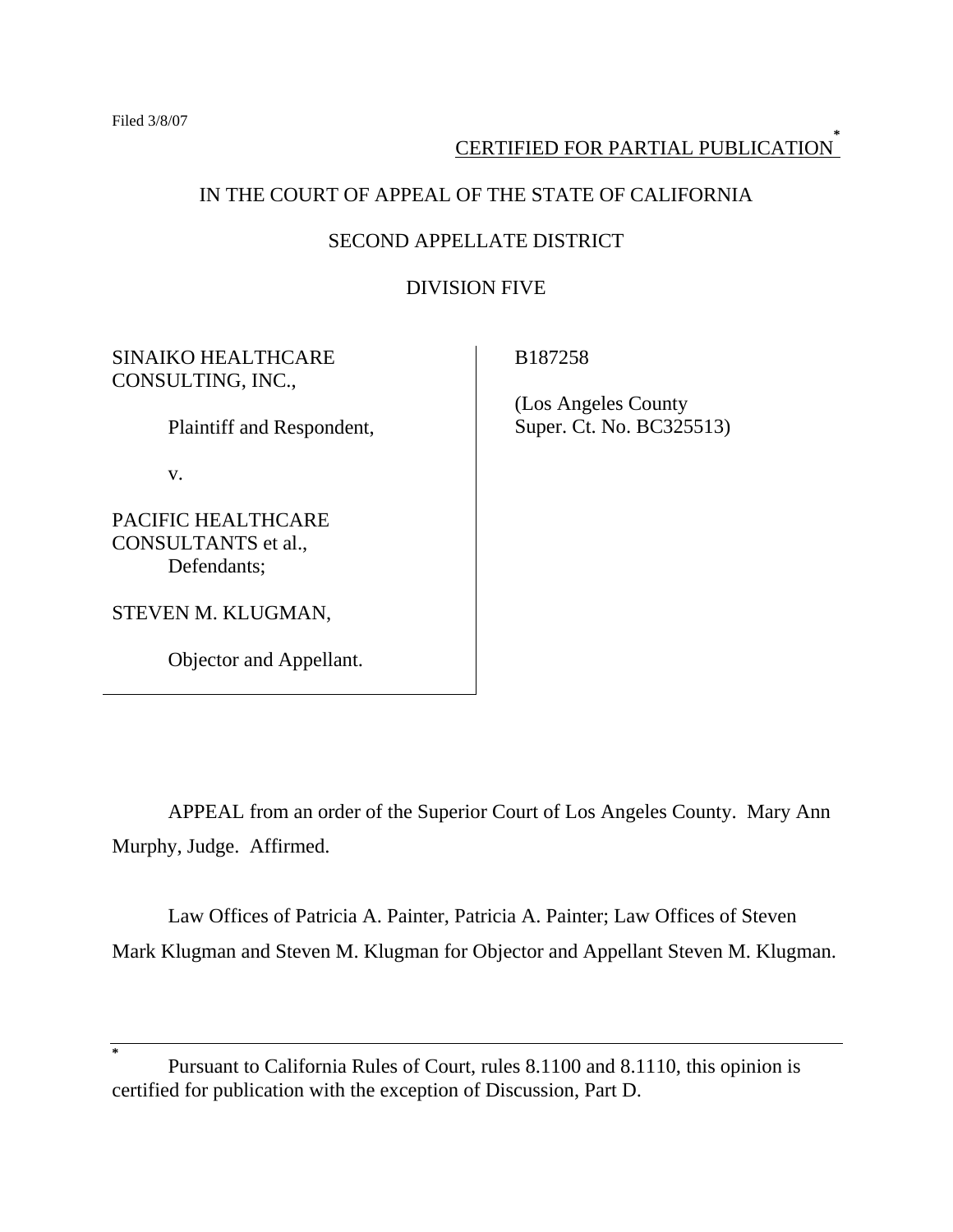Filed 3/8/07

CERTIFIED FOR PARTIAL PUBLICATION*

IN THE COURT OF APPEAL OF THE STATE OF CALIFORNIA

SECOND APPELLATE DISTRICT

DIVISION FIVE

| | |
|---|---|
| SINAIKO HEALTHCARE CONSULTING, INC.,<br><br>Plaintiff and Respondent,<br><br>v.<br><br>PACIFIC HEALTHCARE CONSULTANTS et al.,<br>Defendants;<br><br>STEVEN M. KLUGMAN,<br><br>Objector and Appellant. | B187258<br><br>(Los Angeles County Super. Ct. No. BC325513) |

APPEAL from an order of the Superior Court of Los Angeles County. Mary Ann Murphy, Judge. Affirmed.

Law Offices of Patricia A. Painter, Patricia A. Painter; Law Offices of Steven Mark Klugman and Steven M. Klugman for Objector and Appellant Steven M. Klugman.

---

\* Pursuant to California Rules of Court, rules 8.1100 and 8.1110, this opinion is certified for publication with the exception of Discussion, Part D.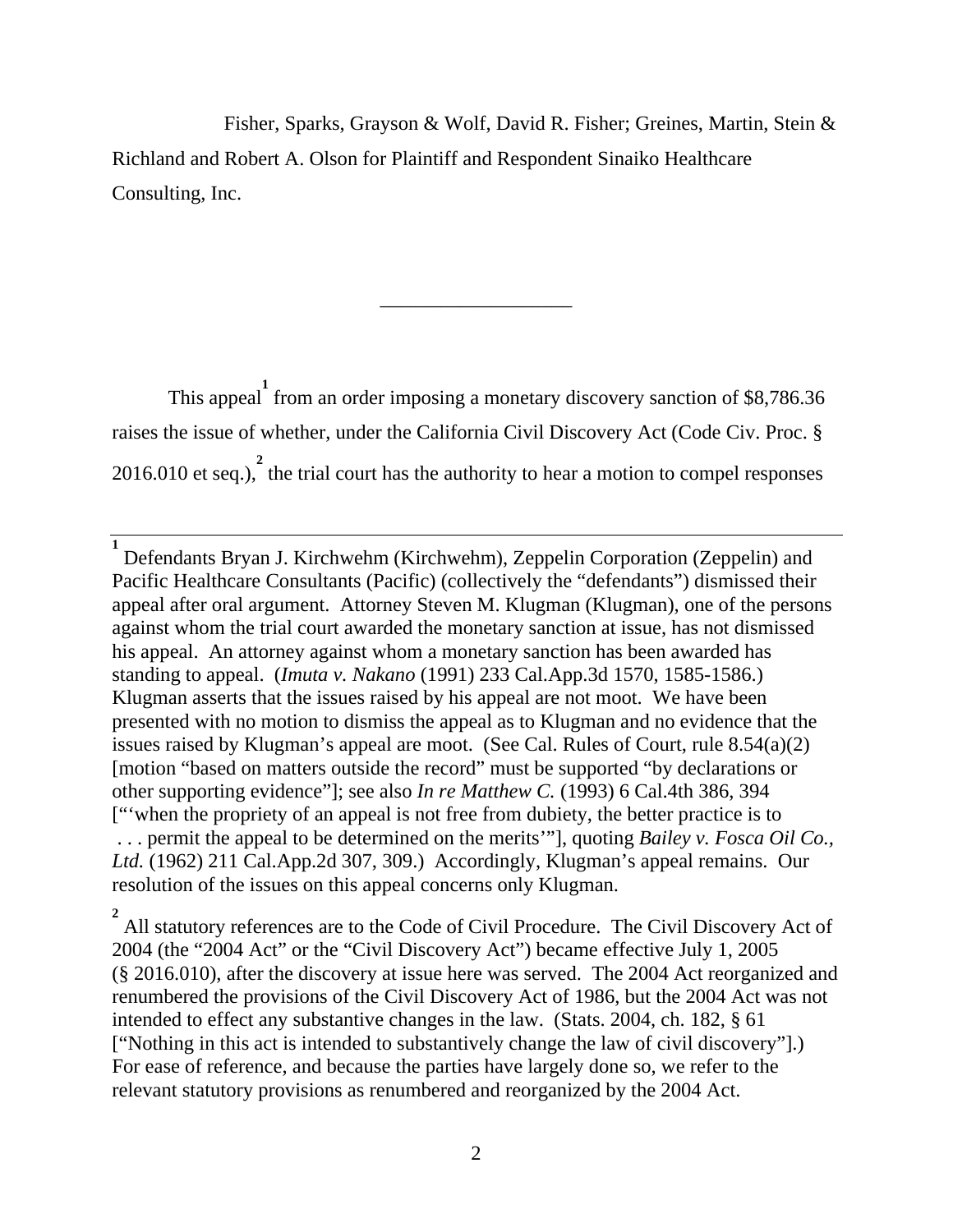Fisher, Sparks, Grayson & Wolf, David R. Fisher; Greines, Martin, Stein & Richland and Robert A. Olson for Plaintiff and Respondent Sinaiko Healthcare Consulting, Inc.

___________________

This appeal[1] from an order imposing a monetary discovery sanction of $8,786.36 raises the issue of whether, under the California Civil Discovery Act (Code Civ. Proc. § 2016.010 et seq.),[2] the trial court has the authority to hear a motion to compel responses

---

[1] Defendants Bryan J. Kirchwehm (Kirchwehm), Zeppelin Corporation (Zeppelin) and Pacific Healthcare Consultants (Pacific) (collectively the "defendants") dismissed their appeal after oral argument. Attorney Steven M. Klugman (Klugman), one of the persons against whom the trial court awarded the monetary sanction at issue, has not dismissed his appeal. An attorney against whom a monetary sanction has been awarded has standing to appeal. (*Imuta v. Nakano* (1991) 233 Cal.App.3d 1570, 1585-1586.) Klugman asserts that the issues raised by his appeal are not moot. We have been presented with no motion to dismiss the appeal as to Klugman and no evidence that the issues raised by Klugman's appeal are moot. (See Cal. Rules of Court, rule 8.54(a)(2) [motion "based on matters outside the record" must be supported "by declarations or other supporting evidence"]; see also *In re Matthew C.* (1993) 6 Cal.4th 386, 394 ["'when the propriety of an appeal is not free from dubiety, the better practice is to . . . permit the appeal to be determined on the merits'"], quoting *Bailey v. Fosca Oil Co., Ltd.* (1962) 211 Cal.App.2d 307, 309.) Accordingly, Klugman's appeal remains. Our resolution of the issues on this appeal concerns only Klugman.

[2] All statutory references are to the Code of Civil Procedure. The Civil Discovery Act of 2004 (the "2004 Act" or the "Civil Discovery Act") became effective July 1, 2005 (§ 2016.010), after the discovery at issue here was served. The 2004 Act reorganized and renumbered the provisions of the Civil Discovery Act of 1986, but the 2004 Act was not intended to effect any substantive changes in the law. (Stats. 2004, ch. 182, § 61 ["Nothing in this act is intended to substantively change the law of civil discovery"].) For ease of reference, and because the parties have largely done so, we refer to the relevant statutory provisions as renumbered and reorganized by the 2004 Act.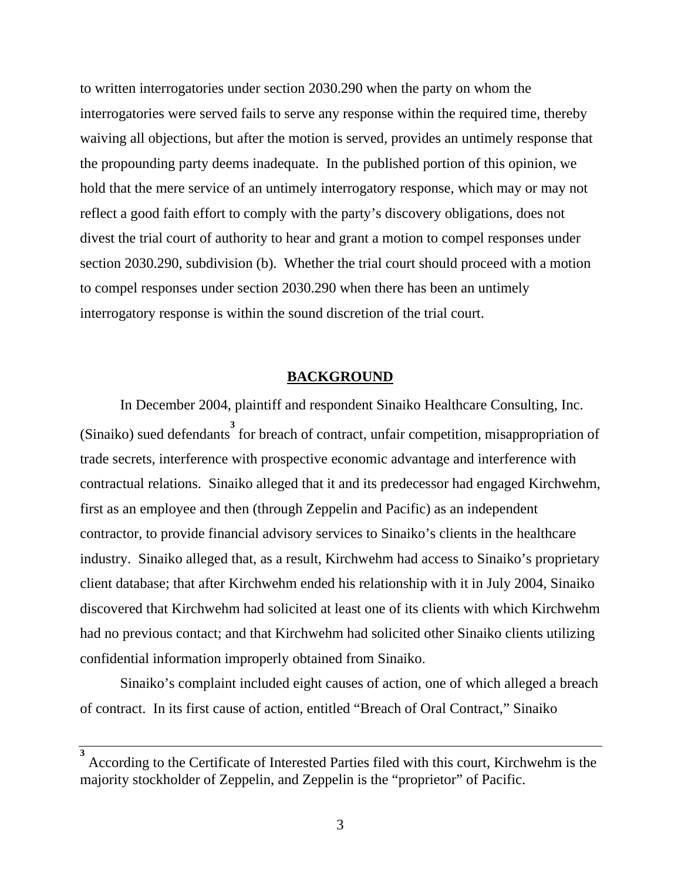to written interrogatories under section 2030.290 when the party on whom the interrogatories were served fails to serve any response within the required time, thereby waiving all objections, but after the motion is served, provides an untimely response that the propounding party deems inadequate. In the published portion of this opinion, we hold that the mere service of an untimely interrogatory response, which may or may not reflect a good faith effort to comply with the party's discovery obligations, does not divest the trial court of authority to hear and grant a motion to compel responses under section 2030.290, subdivision (b). Whether the trial court should proceed with a motion to compel responses under section 2030.290 when there has been an untimely interrogatory response is within the sound discretion of the trial court.

## BACKGROUND

In December 2004, plaintiff and respondent Sinaiko Healthcare Consulting, Inc. (Sinaiko) sued defendants[3] for breach of contract, unfair competition, misappropriation of trade secrets, interference with prospective economic advantage and interference with contractual relations. Sinaiko alleged that it and its predecessor had engaged Kirchwehm, first as an employee and then (through Zeppelin and Pacific) as an independent contractor, to provide financial advisory services to Sinaiko's clients in the healthcare industry. Sinaiko alleged that, as a result, Kirchwehm had access to Sinaiko's proprietary client database; that after Kirchwehm ended his relationship with it in July 2004, Sinaiko discovered that Kirchwehm had solicited at least one of its clients with which Kirchwehm had no previous contact; and that Kirchwehm had solicited other Sinaiko clients utilizing confidential information improperly obtained from Sinaiko.

Sinaiko's complaint included eight causes of action, one of which alleged a breach of contract. In its first cause of action, entitled "Breach of Oral Contract," Sinaiko

---

[3] According to the Certificate of Interested Parties filed with this court, Kirchwehm is the majority stockholder of Zeppelin, and Zeppelin is the "proprietor" of Pacific.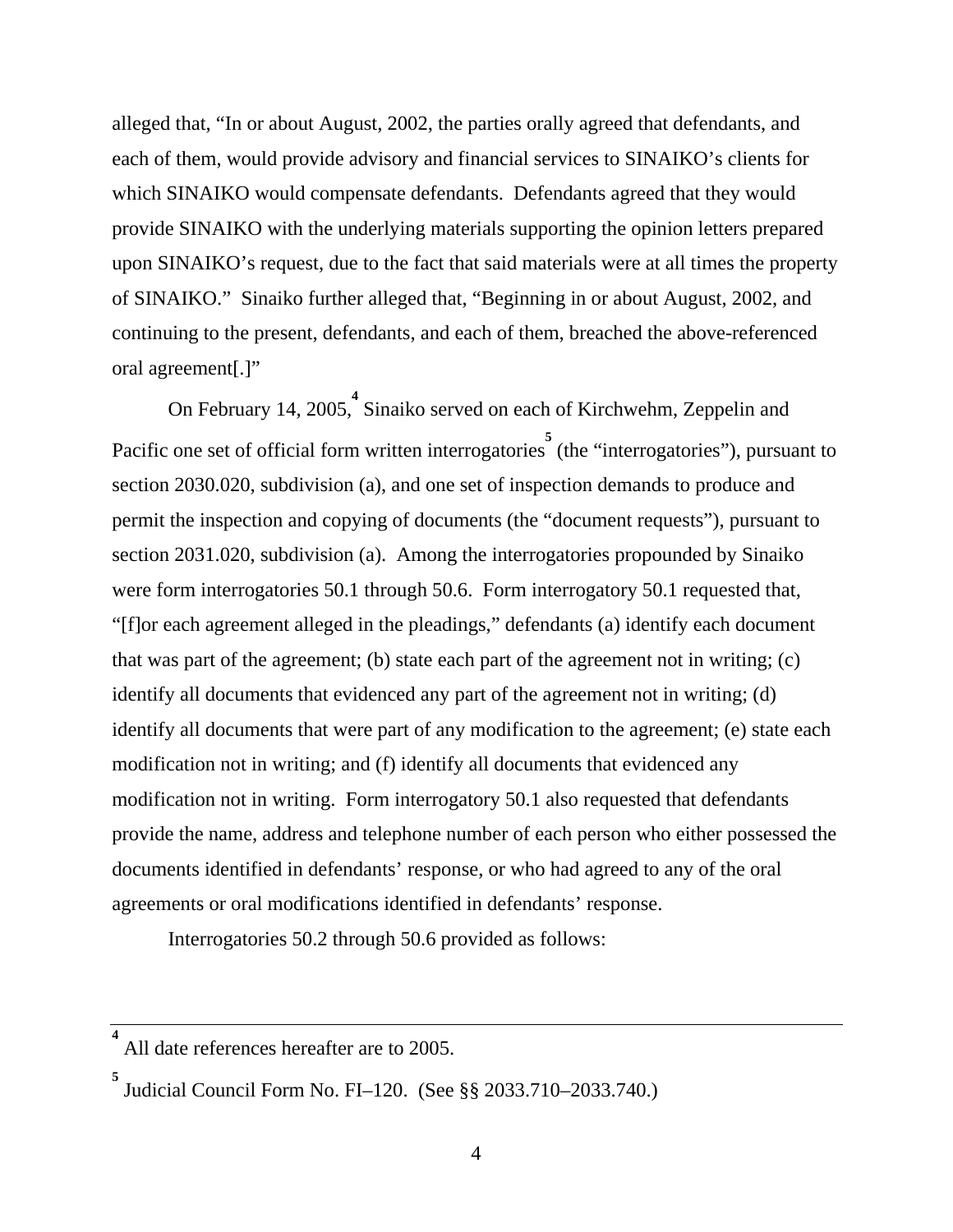alleged that, "In or about August, 2002, the parties orally agreed that defendants, and each of them, would provide advisory and financial services to SINAIKO's clients for which SINAIKO would compensate defendants. Defendants agreed that they would provide SINAIKO with the underlying materials supporting the opinion letters prepared upon SINAIKO's request, due to the fact that said materials were at all times the property of SINAIKO." Sinaiko further alleged that, "Beginning in or about August, 2002, and continuing to the present, defendants, and each of them, breached the above-referenced oral agreement[.]"

On February 14, 2005,[4] Sinaiko served on each of Kirchwehm, Zeppelin and Pacific one set of official form written interrogatories[5] (the "interrogatories"), pursuant to section 2030.020, subdivision (a), and one set of inspection demands to produce and permit the inspection and copying of documents (the "document requests"), pursuant to section 2031.020, subdivision (a). Among the interrogatories propounded by Sinaiko were form interrogatories 50.1 through 50.6. Form interrogatory 50.1 requested that, "[f]or each agreement alleged in the pleadings," defendants (a) identify each document that was part of the agreement; (b) state each part of the agreement not in writing; (c) identify all documents that evidenced any part of the agreement not in writing; (d) identify all documents that were part of any modification to the agreement; (e) state each modification not in writing; and (f) identify all documents that evidenced any modification not in writing. Form interrogatory 50.1 also requested that defendants provide the name, address and telephone number of each person who either possessed the documents identified in defendants' response, or who had agreed to any of the oral agreements or oral modifications identified in defendants' response.

Interrogatories 50.2 through 50.6 provided as follows:

---

[4] All date references hereafter are to 2005.

[5] Judicial Council Form No. FI–120. (See §§ 2033.710–2033.740.)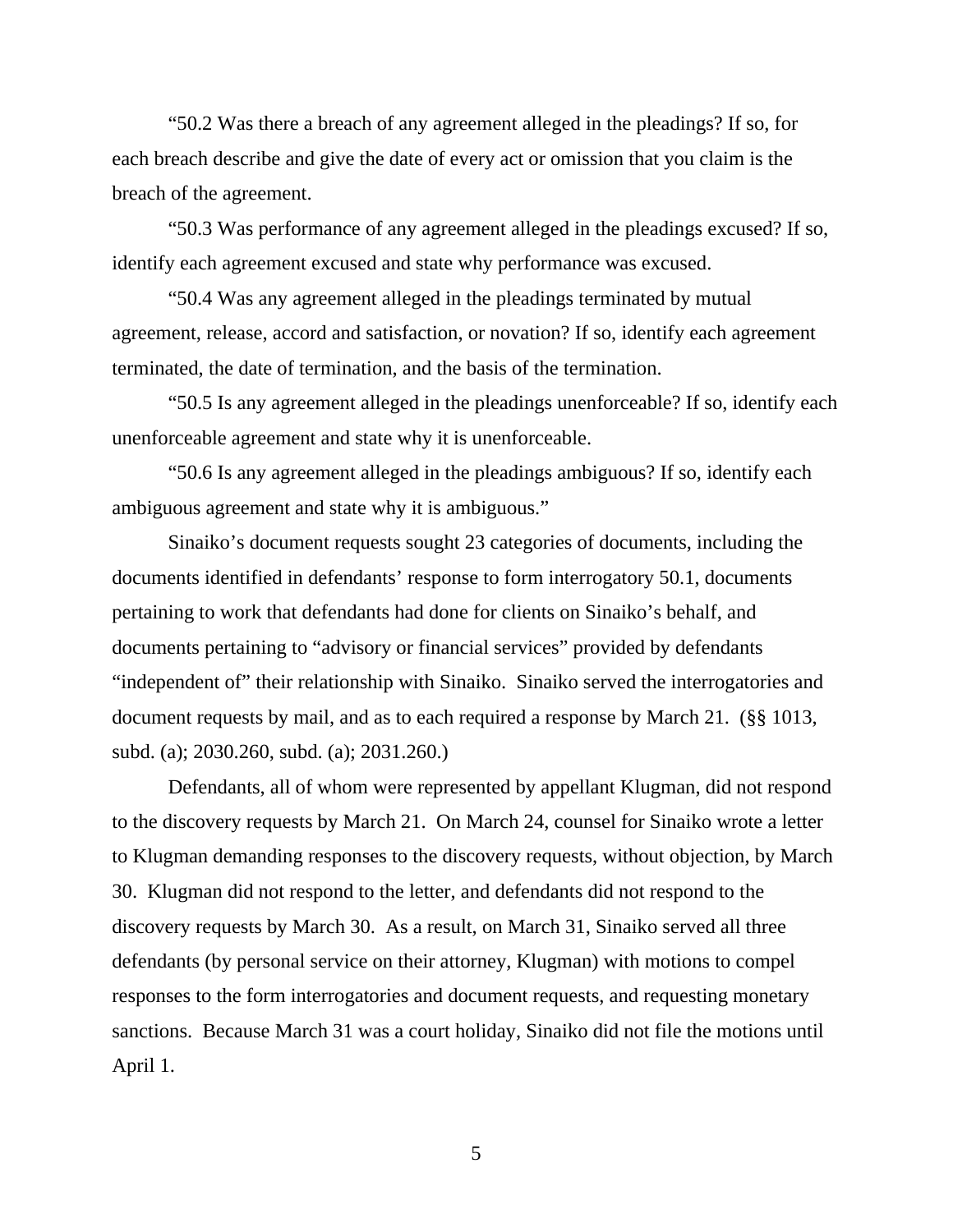"50.2 Was there a breach of any agreement alleged in the pleadings? If so, for each breach describe and give the date of every act or omission that you claim is the breach of the agreement.

"50.3 Was performance of any agreement alleged in the pleadings excused? If so, identify each agreement excused and state why performance was excused.

"50.4 Was any agreement alleged in the pleadings terminated by mutual agreement, release, accord and satisfaction, or novation? If so, identify each agreement terminated, the date of termination, and the basis of the termination.

"50.5 Is any agreement alleged in the pleadings unenforceable? If so, identify each unenforceable agreement and state why it is unenforceable.

"50.6 Is any agreement alleged in the pleadings ambiguous? If so, identify each ambiguous agreement and state why it is ambiguous."

Sinaiko's document requests sought 23 categories of documents, including the documents identified in defendants' response to form interrogatory 50.1, documents pertaining to work that defendants had done for clients on Sinaiko's behalf, and documents pertaining to "advisory or financial services" provided by defendants "independent of" their relationship with Sinaiko. Sinaiko served the interrogatories and document requests by mail, and as to each required a response by March 21. (§§ 1013, subd. (a); 2030.260, subd. (a); 2031.260.)

Defendants, all of whom were represented by appellant Klugman, did not respond to the discovery requests by March 21. On March 24, counsel for Sinaiko wrote a letter to Klugman demanding responses to the discovery requests, without objection, by March 30. Klugman did not respond to the letter, and defendants did not respond to the discovery requests by March 30. As a result, on March 31, Sinaiko served all three defendants (by personal service on their attorney, Klugman) with motions to compel responses to the form interrogatories and document requests, and requesting monetary sanctions. Because March 31 was a court holiday, Sinaiko did not file the motions until April 1.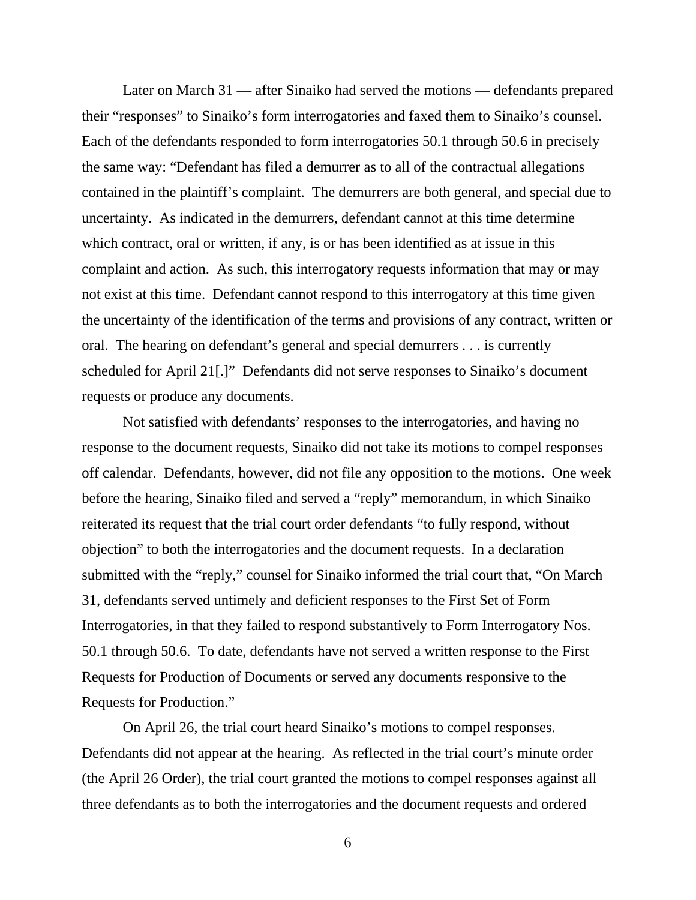Later on March 31 — after Sinaiko had served the motions — defendants prepared their "responses" to Sinaiko's form interrogatories and faxed them to Sinaiko's counsel. Each of the defendants responded to form interrogatories 50.1 through 50.6 in precisely the same way: "Defendant has filed a demurrer as to all of the contractual allegations contained in the plaintiff's complaint. The demurrers are both general, and special due to uncertainty. As indicated in the demurrers, defendant cannot at this time determine which contract, oral or written, if any, is or has been identified as at issue in this complaint and action. As such, this interrogatory requests information that may or may not exist at this time. Defendant cannot respond to this interrogatory at this time given the uncertainty of the identification of the terms and provisions of any contract, written or oral. The hearing on defendant's general and special demurrers . . . is currently scheduled for April 21[.]" Defendants did not serve responses to Sinaiko's document requests or produce any documents.

Not satisfied with defendants' responses to the interrogatories, and having no response to the document requests, Sinaiko did not take its motions to compel responses off calendar. Defendants, however, did not file any opposition to the motions. One week before the hearing, Sinaiko filed and served a "reply" memorandum, in which Sinaiko reiterated its request that the trial court order defendants "to fully respond, without objection" to both the interrogatories and the document requests. In a declaration submitted with the "reply," counsel for Sinaiko informed the trial court that, "On March 31, defendants served untimely and deficient responses to the First Set of Form Interrogatories, in that they failed to respond substantively to Form Interrogatory Nos. 50.1 through 50.6. To date, defendants have not served a written response to the First Requests for Production of Documents or served any documents responsive to the Requests for Production."

On April 26, the trial court heard Sinaiko's motions to compel responses. Defendants did not appear at the hearing. As reflected in the trial court's minute order (the April 26 Order), the trial court granted the motions to compel responses against all three defendants as to both the interrogatories and the document requests and ordered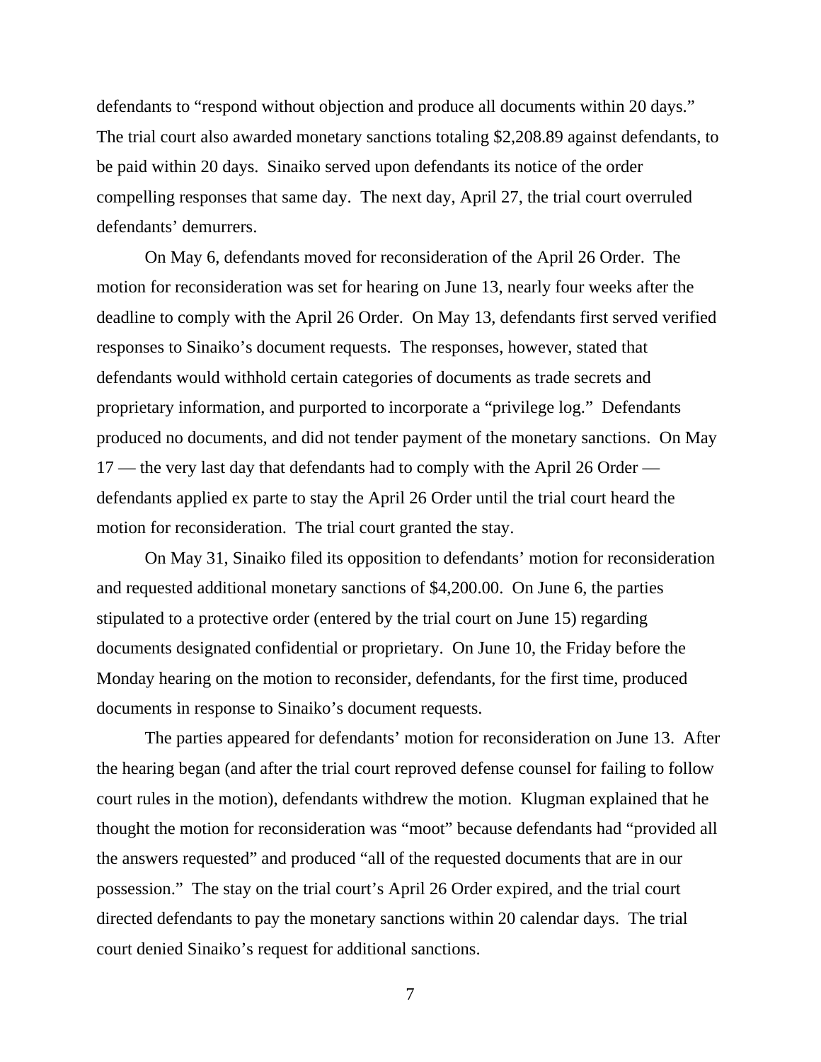defendants to "respond without objection and produce all documents within 20 days." The trial court also awarded monetary sanctions totaling $2,208.89 against defendants, to be paid within 20 days. Sinaiko served upon defendants its notice of the order compelling responses that same day. The next day, April 27, the trial court overruled defendants' demurrers.

On May 6, defendants moved for reconsideration of the April 26 Order. The motion for reconsideration was set for hearing on June 13, nearly four weeks after the deadline to comply with the April 26 Order. On May 13, defendants first served verified responses to Sinaiko's document requests. The responses, however, stated that defendants would withhold certain categories of documents as trade secrets and proprietary information, and purported to incorporate a "privilege log." Defendants produced no documents, and did not tender payment of the monetary sanctions. On May 17 — the very last day that defendants had to comply with the April 26 Order — defendants applied ex parte to stay the April 26 Order until the trial court heard the motion for reconsideration. The trial court granted the stay.

On May 31, Sinaiko filed its opposition to defendants' motion for reconsideration and requested additional monetary sanctions of $4,200.00. On June 6, the parties stipulated to a protective order (entered by the trial court on June 15) regarding documents designated confidential or proprietary. On June 10, the Friday before the Monday hearing on the motion to reconsider, defendants, for the first time, produced documents in response to Sinaiko's document requests.

The parties appeared for defendants' motion for reconsideration on June 13. After the hearing began (and after the trial court reproved defense counsel for failing to follow court rules in the motion), defendants withdrew the motion. Klugman explained that he thought the motion for reconsideration was "moot" because defendants had "provided all the answers requested" and produced "all of the requested documents that are in our possession." The stay on the trial court's April 26 Order expired, and the trial court directed defendants to pay the monetary sanctions within 20 calendar days. The trial court denied Sinaiko's request for additional sanctions.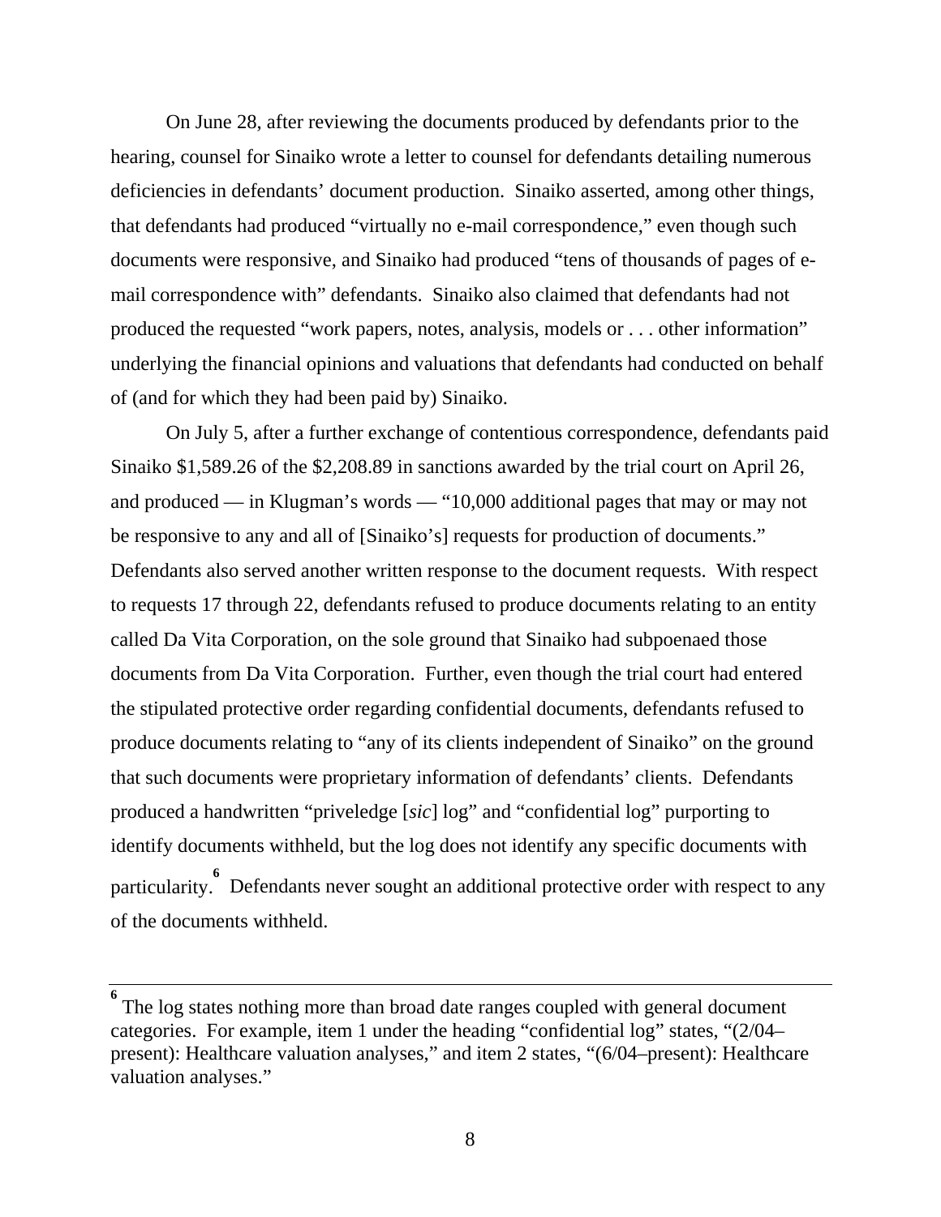On June 28, after reviewing the documents produced by defendants prior to the hearing, counsel for Sinaiko wrote a letter to counsel for defendants detailing numerous deficiencies in defendants' document production. Sinaiko asserted, among other things, that defendants had produced "virtually no e-mail correspondence," even though such documents were responsive, and Sinaiko had produced "tens of thousands of pages of e-mail correspondence with" defendants. Sinaiko also claimed that defendants had not produced the requested "work papers, notes, analysis, models or . . . other information" underlying the financial opinions and valuations that defendants had conducted on behalf of (and for which they had been paid by) Sinaiko.

On July 5, after a further exchange of contentious correspondence, defendants paid Sinaiko $1,589.26 of the $2,208.89 in sanctions awarded by the trial court on April 26, and produced — in Klugman's words — "10,000 additional pages that may or may not be responsive to any and all of [Sinaiko's] requests for production of documents." Defendants also served another written response to the document requests. With respect to requests 17 through 22, defendants refused to produce documents relating to an entity called Da Vita Corporation, on the sole ground that Sinaiko had subpoenaed those documents from Da Vita Corporation. Further, even though the trial court had entered the stipulated protective order regarding confidential documents, defendants refused to produce documents relating to "any of its clients independent of Sinaiko" on the ground that such documents were proprietary information of defendants' clients. Defendants produced a handwritten "priveledge [*sic*] log" and "confidential log" purporting to identify documents withheld, but the log does not identify any specific documents with particularity.[6] Defendants never sought an additional protective order with respect to any of the documents withheld.

---

[6] The log states nothing more than broad date ranges coupled with general document categories. For example, item 1 under the heading "confidential log" states, "(2/04–present): Healthcare valuation analyses," and item 2 states, "(6/04–present): Healthcare valuation analyses."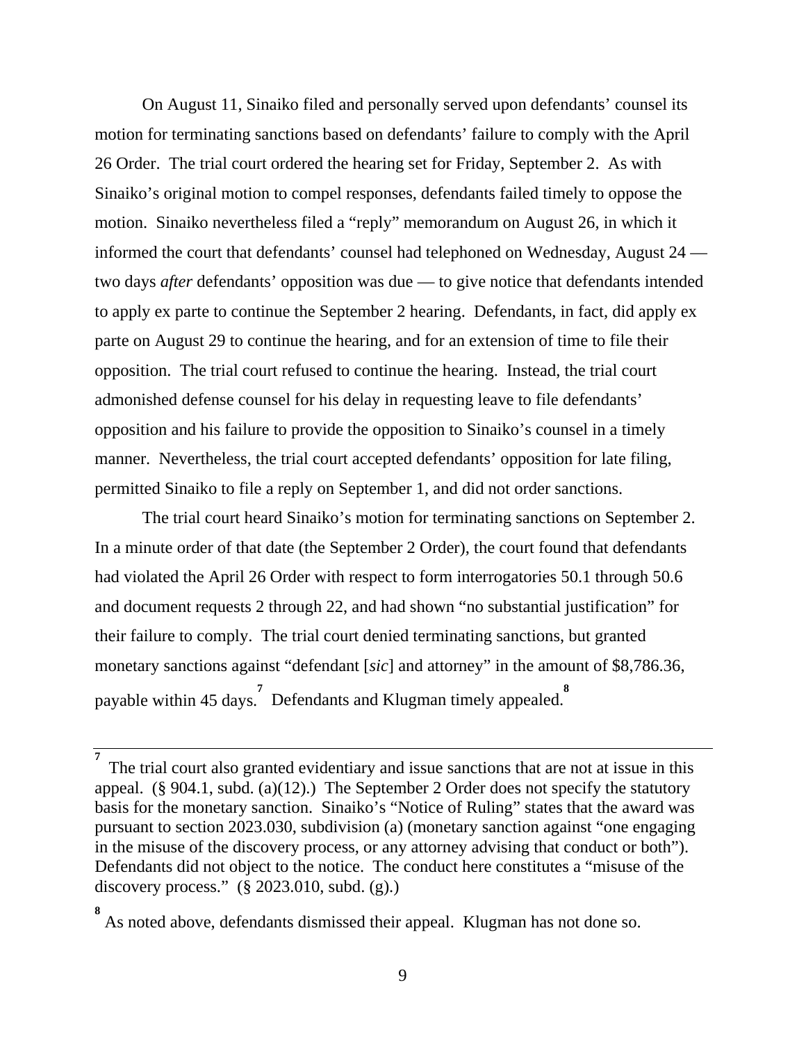On August 11, Sinaiko filed and personally served upon defendants' counsel its motion for terminating sanctions based on defendants' failure to comply with the April 26 Order. The trial court ordered the hearing set for Friday, September 2. As with Sinaiko's original motion to compel responses, defendants failed timely to oppose the motion. Sinaiko nevertheless filed a "reply" memorandum on August 26, in which it informed the court that defendants' counsel had telephoned on Wednesday, August 24 — two days *after* defendants' opposition was due — to give notice that defendants intended to apply ex parte to continue the September 2 hearing. Defendants, in fact, did apply ex parte on August 29 to continue the hearing, and for an extension of time to file their opposition. The trial court refused to continue the hearing. Instead, the trial court admonished defense counsel for his delay in requesting leave to file defendants' opposition and his failure to provide the opposition to Sinaiko's counsel in a timely manner. Nevertheless, the trial court accepted defendants' opposition for late filing, permitted Sinaiko to file a reply on September 1, and did not order sanctions.

The trial court heard Sinaiko's motion for terminating sanctions on September 2. In a minute order of that date (the September 2 Order), the court found that defendants had violated the April 26 Order with respect to form interrogatories 50.1 through 50.6 and document requests 2 through 22, and had shown "no substantial justification" for their failure to comply. The trial court denied terminating sanctions, but granted monetary sanctions against "defendant [*sic*] and attorney" in the amount of $8,786.36, payable within 45 days.[7] Defendants and Klugman timely appealed.[8]

---

[7] The trial court also granted evidentiary and issue sanctions that are not at issue in this appeal. (§ 904.1, subd. (a)(12).) The September 2 Order does not specify the statutory basis for the monetary sanction. Sinaiko's "Notice of Ruling" states that the award was pursuant to section 2023.030, subdivision (a) (monetary sanction against "one engaging in the misuse of the discovery process, or any attorney advising that conduct or both"). Defendants did not object to the notice. The conduct here constitutes a "misuse of the discovery process." (§ 2023.010, subd. (g).)

[8] As noted above, defendants dismissed their appeal. Klugman has not done so.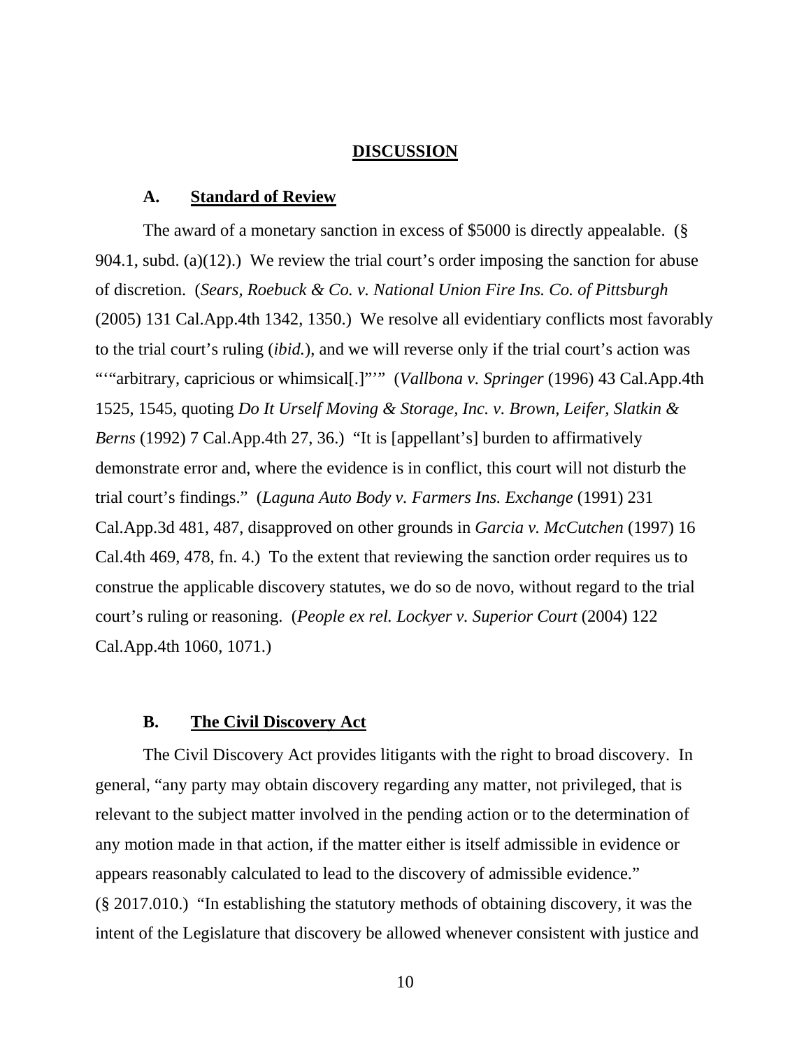## DISCUSSION

### A. Standard of Review

The award of a monetary sanction in excess of $5000 is directly appealable. (§ 904.1, subd. (a)(12).) We review the trial court's order imposing the sanction for abuse of discretion. (*Sears, Roebuck & Co. v. National Union Fire Ins. Co. of Pittsburgh* (2005) 131 Cal.App.4th 1342, 1350.) We resolve all evidentiary conflicts most favorably to the trial court's ruling (*ibid.*), and we will reverse only if the trial court's action was "'"arbitrary, capricious or whimsical[.]"'" (*Vallbona v. Springer* (1996) 43 Cal.App.4th 1525, 1545, quoting *Do It Urself Moving & Storage, Inc. v. Brown, Leifer, Slatkin & Berns* (1992) 7 Cal.App.4th 27, 36.) "It is [appellant's] burden to affirmatively demonstrate error and, where the evidence is in conflict, this court will not disturb the trial court's findings." (*Laguna Auto Body v. Farmers Ins. Exchange* (1991) 231 Cal.App.3d 481, 487, disapproved on other grounds in *Garcia v. McCutchen* (1997) 16 Cal.4th 469, 478, fn. 4.) To the extent that reviewing the sanction order requires us to construe the applicable discovery statutes, we do so de novo, without regard to the trial court's ruling or reasoning. (*People ex rel. Lockyer v. Superior Court* (2004) 122 Cal.App.4th 1060, 1071.)

### B. The Civil Discovery Act

The Civil Discovery Act provides litigants with the right to broad discovery. In general, "any party may obtain discovery regarding any matter, not privileged, that is relevant to the subject matter involved in the pending action or to the determination of any motion made in that action, if the matter either is itself admissible in evidence or appears reasonably calculated to lead to the discovery of admissible evidence." (§ 2017.010.) "In establishing the statutory methods of obtaining discovery, it was the intent of the Legislature that discovery be allowed whenever consistent with justice and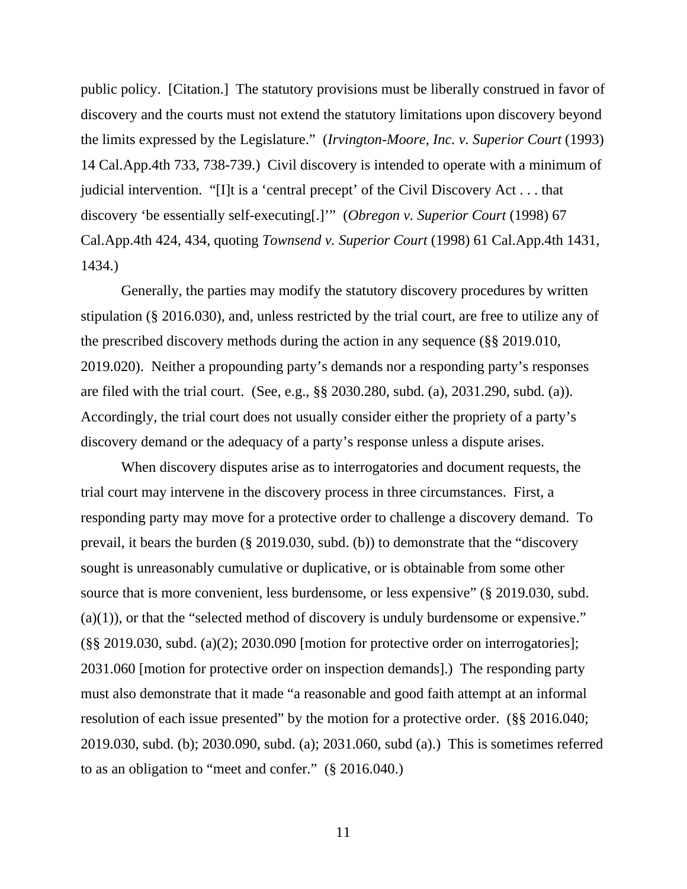public policy. [Citation.] The statutory provisions must be liberally construed in favor of discovery and the courts must not extend the statutory limitations upon discovery beyond the limits expressed by the Legislature." (*Irvington-Moore, Inc. v. Superior Court* (1993) 14 Cal.App.4th 733, 738-739.) Civil discovery is intended to operate with a minimum of judicial intervention. "[I]t is a 'central precept' of the Civil Discovery Act . . . that discovery 'be essentially self-executing[.]'" (*Obregon v. Superior Court* (1998) 67 Cal.App.4th 424, 434, quoting *Townsend v. Superior Court* (1998) 61 Cal.App.4th 1431, 1434.)

Generally, the parties may modify the statutory discovery procedures by written stipulation (§ 2016.030), and, unless restricted by the trial court, are free to utilize any of the prescribed discovery methods during the action in any sequence (§§ 2019.010, 2019.020). Neither a propounding party's demands nor a responding party's responses are filed with the trial court. (See, e.g., §§ 2030.280, subd. (a), 2031.290, subd. (a)). Accordingly, the trial court does not usually consider either the propriety of a party's discovery demand or the adequacy of a party's response unless a dispute arises.

When discovery disputes arise as to interrogatories and document requests, the trial court may intervene in the discovery process in three circumstances. First, a responding party may move for a protective order to challenge a discovery demand. To prevail, it bears the burden (§ 2019.030, subd. (b)) to demonstrate that the "discovery sought is unreasonably cumulative or duplicative, or is obtainable from some other source that is more convenient, less burdensome, or less expensive" (§ 2019.030, subd. (a)(1)), or that the "selected method of discovery is unduly burdensome or expensive." (§§ 2019.030, subd. (a)(2); 2030.090 [motion for protective order on interrogatories]; 2031.060 [motion for protective order on inspection demands].) The responding party must also demonstrate that it made "a reasonable and good faith attempt at an informal resolution of each issue presented" by the motion for a protective order. (§§ 2016.040; 2019.030, subd. (b); 2030.090, subd. (a); 2031.060, subd (a).) This is sometimes referred to as an obligation to "meet and confer." (§ 2016.040.)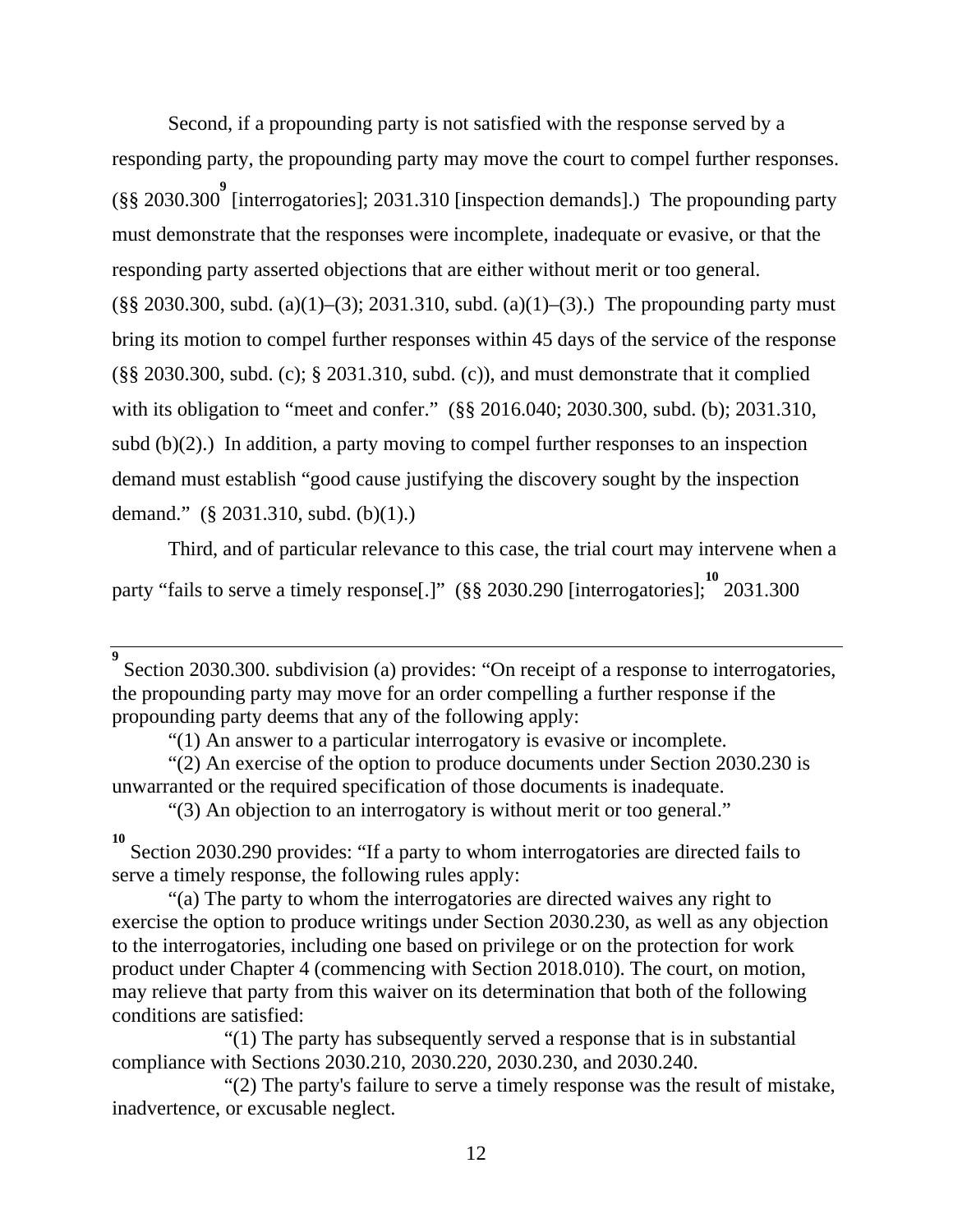Second, if a propounding party is not satisfied with the response served by a responding party, the propounding party may move the court to compel further responses. (§§ 2030.300[9] [interrogatories]; 2031.310 [inspection demands].) The propounding party must demonstrate that the responses were incomplete, inadequate or evasive, or that the responding party asserted objections that are either without merit or too general. (§§ 2030.300, subd. (a)(1)–(3); 2031.310, subd. (a)(1)–(3).) The propounding party must bring its motion to compel further responses within 45 days of the service of the response (§§ 2030.300, subd. (c); § 2031.310, subd. (c)), and must demonstrate that it complied with its obligation to "meet and confer." (§§ 2016.040; 2030.300, subd. (b); 2031.310, subd (b)(2).) In addition, a party moving to compel further responses to an inspection demand must establish "good cause justifying the discovery sought by the inspection demand." (§ 2031.310, subd. (b)(1).)

Third, and of particular relevance to this case, the trial court may intervene when a party "fails to serve a timely response[.]" (§§ 2030.290 [interrogatories];[10] 2031.300

---

[9] Section 2030.300. subdivision (a) provides: "On receipt of a response to interrogatories, the propounding party may move for an order compelling a further response if the propounding party deems that any of the following apply:

"(1) An answer to a particular interrogatory is evasive or incomplete.

"(2) An exercise of the option to produce documents under Section 2030.230 is unwarranted or the required specification of those documents is inadequate.

"(3) An objection to an interrogatory is without merit or too general."

[10] Section 2030.290 provides: "If a party to whom interrogatories are directed fails to serve a timely response, the following rules apply:

"(a) The party to whom the interrogatories are directed waives any right to exercise the option to produce writings under Section 2030.230, as well as any objection to the interrogatories, including one based on privilege or on the protection for work product under Chapter 4 (commencing with Section 2018.010). The court, on motion, may relieve that party from this waiver on its determination that both of the following conditions are satisfied:

"(1) The party has subsequently served a response that is in substantial compliance with Sections 2030.210, 2030.220, 2030.230, and 2030.240.

"(2) The party's failure to serve a timely response was the result of mistake, inadvertence, or excusable neglect.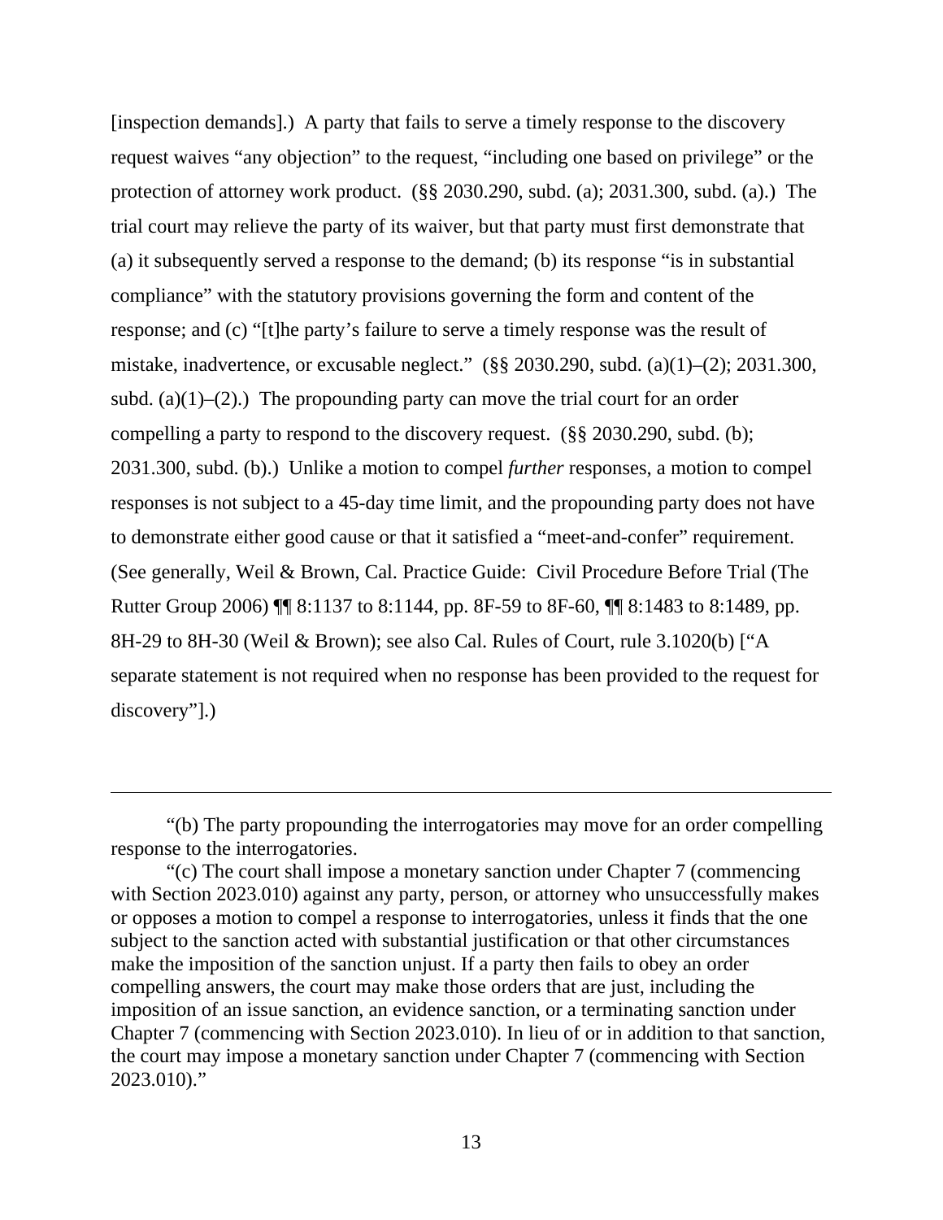[inspection demands].) A party that fails to serve a timely response to the discovery request waives "any objection" to the request, "including one based on privilege" or the protection of attorney work product. (§§ 2030.290, subd. (a); 2031.300, subd. (a).) The trial court may relieve the party of its waiver, but that party must first demonstrate that (a) it subsequently served a response to the demand; (b) its response "is in substantial compliance" with the statutory provisions governing the form and content of the response; and (c) "[t]he party's failure to serve a timely response was the result of mistake, inadvertence, or excusable neglect." (§§ 2030.290, subd. (a)(1)–(2); 2031.300, subd. (a)(1)–(2).) The propounding party can move the trial court for an order compelling a party to respond to the discovery request. (§§ 2030.290, subd. (b); 2031.300, subd. (b).) Unlike a motion to compel *further* responses, a motion to compel responses is not subject to a 45-day time limit, and the propounding party does not have to demonstrate either good cause or that it satisfied a "meet-and-confer" requirement. (See generally, Weil & Brown, Cal. Practice Guide: Civil Procedure Before Trial (The Rutter Group 2006) ¶¶ 8:1137 to 8:1144, pp. 8F-59 to 8F-60, ¶¶ 8:1483 to 8:1489, pp. 8H-29 to 8H-30 (Weil & Brown); see also Cal. Rules of Court, rule 3.1020(b) ["A separate statement is not required when no response has been provided to the request for discovery"].)

---

"(b) The party propounding the interrogatories may move for an order compelling response to the interrogatories.

"(c) The court shall impose a monetary sanction under Chapter 7 (commencing with Section 2023.010) against any party, person, or attorney who unsuccessfully makes or opposes a motion to compel a response to interrogatories, unless it finds that the one subject to the sanction acted with substantial justification or that other circumstances make the imposition of the sanction unjust. If a party then fails to obey an order compelling answers, the court may make those orders that are just, including the imposition of an issue sanction, an evidence sanction, or a terminating sanction under Chapter 7 (commencing with Section 2023.010). In lieu of or in addition to that sanction, the court may impose a monetary sanction under Chapter 7 (commencing with Section 2023.010)."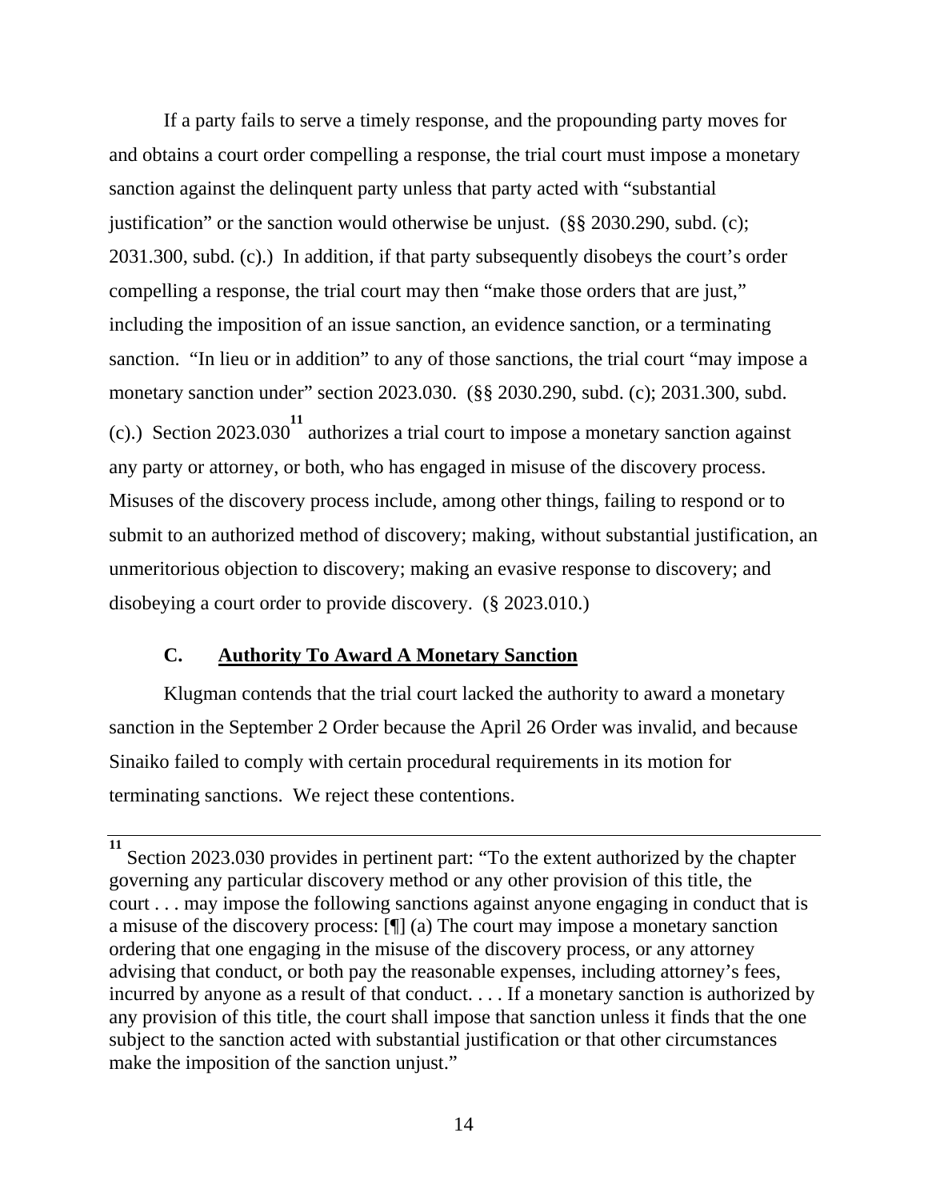If a party fails to serve a timely response, and the propounding party moves for and obtains a court order compelling a response, the trial court must impose a monetary sanction against the delinquent party unless that party acted with "substantial justification" or the sanction would otherwise be unjust. (§§ 2030.290, subd. (c); 2031.300, subd. (c).) In addition, if that party subsequently disobeys the court's order compelling a response, the trial court may then "make those orders that are just," including the imposition of an issue sanction, an evidence sanction, or a terminating sanction. "In lieu or in addition" to any of those sanctions, the trial court "may impose a monetary sanction under" section 2023.030. (§§ 2030.290, subd. (c); 2031.300, subd. (c).) Section 2023.030[11] authorizes a trial court to impose a monetary sanction against any party or attorney, or both, who has engaged in misuse of the discovery process. Misuses of the discovery process include, among other things, failing to respond or to submit to an authorized method of discovery; making, without substantial justification, an unmeritorious objection to discovery; making an evasive response to discovery; and disobeying a court order to provide discovery. (§ 2023.010.)

### C. Authority To Award A Monetary Sanction

Klugman contends that the trial court lacked the authority to award a monetary sanction in the September 2 Order because the April 26 Order was invalid, and because Sinaiko failed to comply with certain procedural requirements in its motion for terminating sanctions. We reject these contentions.

---

[11] Section 2023.030 provides in pertinent part: "To the extent authorized by the chapter governing any particular discovery method or any other provision of this title, the court . . . may impose the following sanctions against anyone engaging in conduct that is a misuse of the discovery process: [¶] (a) The court may impose a monetary sanction ordering that one engaging in the misuse of the discovery process, or any attorney advising that conduct, or both pay the reasonable expenses, including attorney's fees, incurred by anyone as a result of that conduct. . . . If a monetary sanction is authorized by any provision of this title, the court shall impose that sanction unless it finds that the one subject to the sanction acted with substantial justification or that other circumstances make the imposition of the sanction unjust."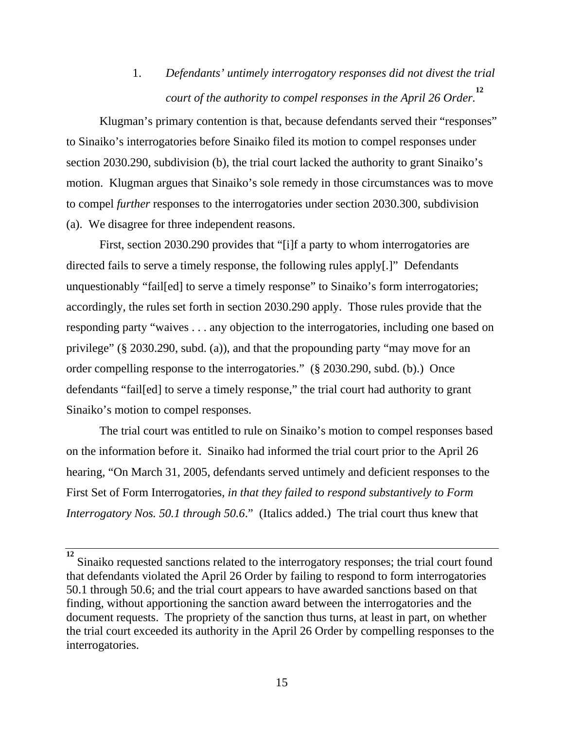1. *Defendants' untimely interrogatory responses did not divest the trial court of the authority to compel responses in the April 26 Order.*[12]

Klugman's primary contention is that, because defendants served their "responses" to Sinaiko's interrogatories before Sinaiko filed its motion to compel responses under section 2030.290, subdivision (b), the trial court lacked the authority to grant Sinaiko's motion. Klugman argues that Sinaiko's sole remedy in those circumstances was to move to compel *further* responses to the interrogatories under section 2030.300, subdivision (a). We disagree for three independent reasons.

First, section 2030.290 provides that "[i]f a party to whom interrogatories are directed fails to serve a timely response, the following rules apply[.]" Defendants unquestionably "fail[ed] to serve a timely response" to Sinaiko's form interrogatories; accordingly, the rules set forth in section 2030.290 apply. Those rules provide that the responding party "waives . . . any objection to the interrogatories, including one based on privilege" (§ 2030.290, subd. (a)), and that the propounding party "may move for an order compelling response to the interrogatories." (§ 2030.290, subd. (b).) Once defendants "fail[ed] to serve a timely response," the trial court had authority to grant Sinaiko's motion to compel responses.

The trial court was entitled to rule on Sinaiko's motion to compel responses based on the information before it. Sinaiko had informed the trial court prior to the April 26 hearing, "On March 31, 2005, defendants served untimely and deficient responses to the First Set of Form Interrogatories, *in that they failed to respond substantively to Form Interrogatory Nos. 50.1 through 50.6*." (Italics added.) The trial court thus knew that

---

[12] Sinaiko requested sanctions related to the interrogatory responses; the trial court found that defendants violated the April 26 Order by failing to respond to form interrogatories 50.1 through 50.6; and the trial court appears to have awarded sanctions based on that finding, without apportioning the sanction award between the interrogatories and the document requests. The propriety of the sanction thus turns, at least in part, on whether the trial court exceeded its authority in the April 26 Order by compelling responses to the interrogatories.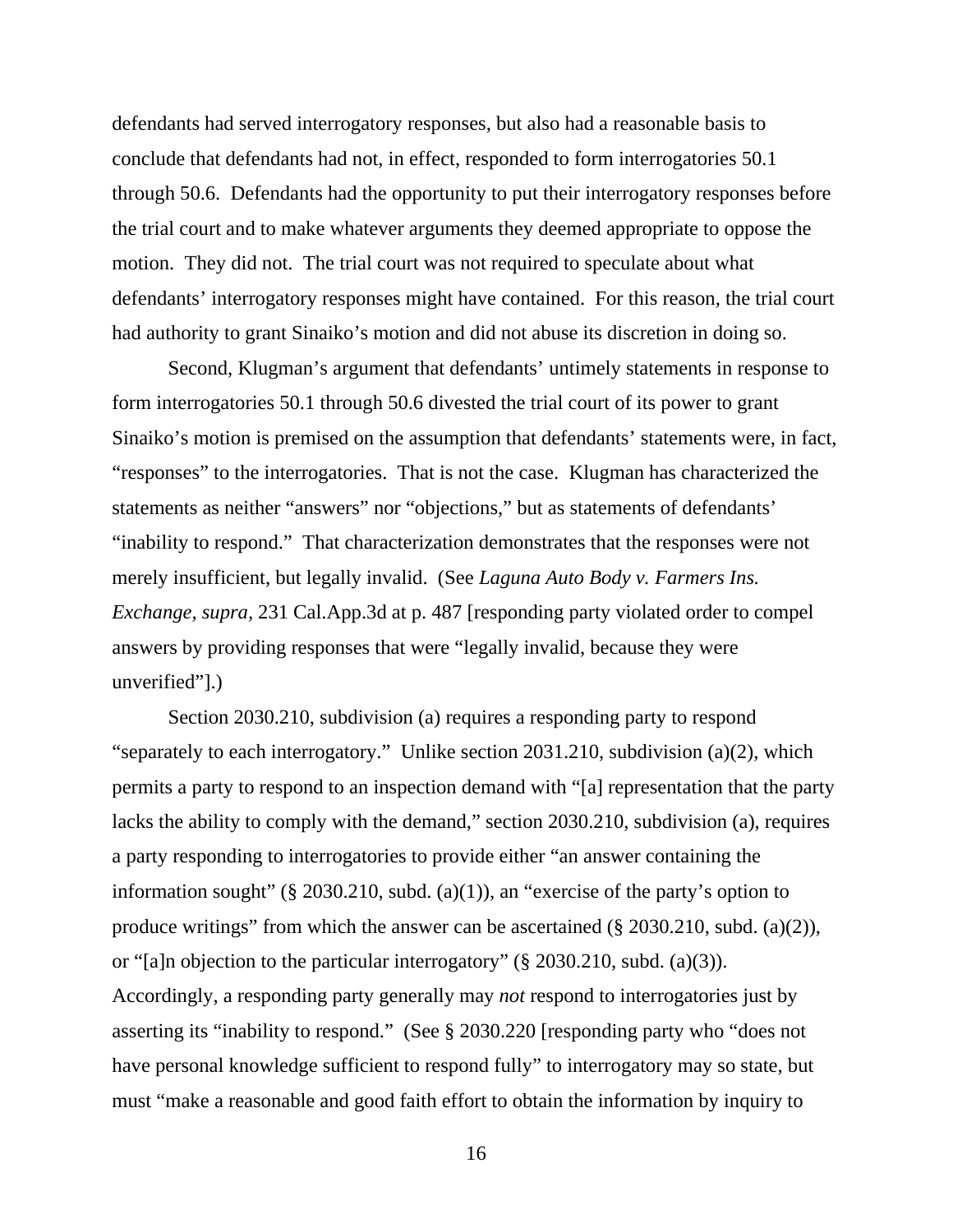defendants had served interrogatory responses, but also had a reasonable basis to conclude that defendants had not, in effect, responded to form interrogatories 50.1 through 50.6. Defendants had the opportunity to put their interrogatory responses before the trial court and to make whatever arguments they deemed appropriate to oppose the motion. They did not. The trial court was not required to speculate about what defendants' interrogatory responses might have contained. For this reason, the trial court had authority to grant Sinaiko's motion and did not abuse its discretion in doing so.

Second, Klugman's argument that defendants' untimely statements in response to form interrogatories 50.1 through 50.6 divested the trial court of its power to grant Sinaiko's motion is premised on the assumption that defendants' statements were, in fact, "responses" to the interrogatories. That is not the case. Klugman has characterized the statements as neither "answers" nor "objections," but as statements of defendants' "inability to respond." That characterization demonstrates that the responses were not merely insufficient, but legally invalid. (See *Laguna Auto Body v. Farmers Ins. Exchange, supra,* 231 Cal.App.3d at p. 487 [responding party violated order to compel answers by providing responses that were "legally invalid, because they were unverified"].)

Section 2030.210, subdivision (a) requires a responding party to respond "separately to each interrogatory." Unlike section 2031.210, subdivision (a)(2), which permits a party to respond to an inspection demand with "[a] representation that the party lacks the ability to comply with the demand," section 2030.210, subdivision (a), requires a party responding to interrogatories to provide either "an answer containing the information sought" (§ 2030.210, subd. (a)(1)), an "exercise of the party's option to produce writings" from which the answer can be ascertained (§ 2030.210, subd. (a)(2)), or "[a]n objection to the particular interrogatory" (§ 2030.210, subd. (a)(3)). Accordingly, a responding party generally may *not* respond to interrogatories just by asserting its "inability to respond." (See § 2030.220 [responding party who "does not have personal knowledge sufficient to respond fully" to interrogatory may so state, but must "make a reasonable and good faith effort to obtain the information by inquiry to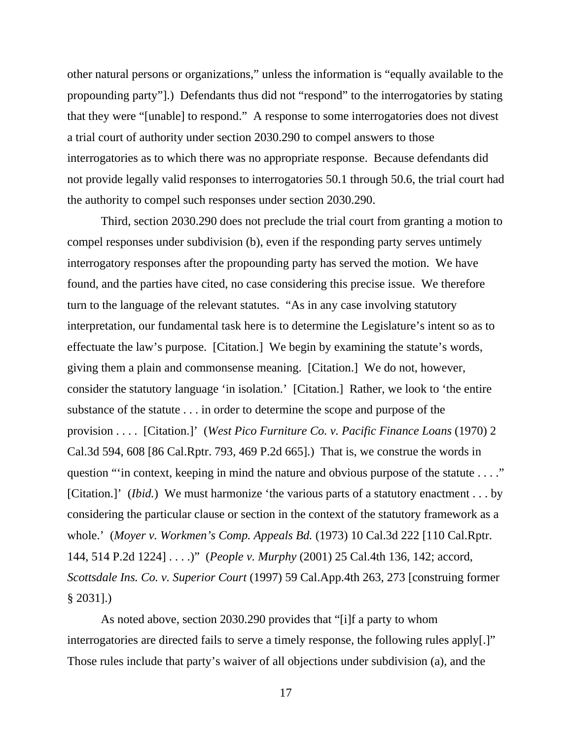other natural persons or organizations," unless the information is "equally available to the propounding party"].) Defendants thus did not "respond" to the interrogatories by stating that they were "[unable] to respond." A response to some interrogatories does not divest a trial court of authority under section 2030.290 to compel answers to those interrogatories as to which there was no appropriate response. Because defendants did not provide legally valid responses to interrogatories 50.1 through 50.6, the trial court had the authority to compel such responses under section 2030.290.

Third, section 2030.290 does not preclude the trial court from granting a motion to compel responses under subdivision (b), even if the responding party serves untimely interrogatory responses after the propounding party has served the motion. We have found, and the parties have cited, no case considering this precise issue. We therefore turn to the language of the relevant statutes. "As in any case involving statutory interpretation, our fundamental task here is to determine the Legislature's intent so as to effectuate the law's purpose. [Citation.] We begin by examining the statute's words, giving them a plain and commonsense meaning. [Citation.] We do not, however, consider the statutory language 'in isolation.' [Citation.] Rather, we look to 'the entire substance of the statute . . . in order to determine the scope and purpose of the provision . . . . [Citation.]' (*West Pico Furniture Co. v. Pacific Finance Loans* (1970) 2 Cal.3d 594, 608 [86 Cal.Rptr. 793, 469 P.2d 665].) That is, we construe the words in question "'in context, keeping in mind the nature and obvious purpose of the statute . . . ." [Citation.]' (*Ibid.*) We must harmonize 'the various parts of a statutory enactment . . . by considering the particular clause or section in the context of the statutory framework as a whole.' (*Moyer v. Workmen's Comp. Appeals Bd.* (1973) 10 Cal.3d 222 [110 Cal.Rptr. 144, 514 P.2d 1224] . . . .)" (*People v. Murphy* (2001) 25 Cal.4th 136, 142; accord, *Scottsdale Ins. Co. v. Superior Court* (1997) 59 Cal.App.4th 263, 273 [construing former § 2031].)

As noted above, section 2030.290 provides that "[i]f a party to whom interrogatories are directed fails to serve a timely response, the following rules apply[.]" Those rules include that party's waiver of all objections under subdivision (a), and the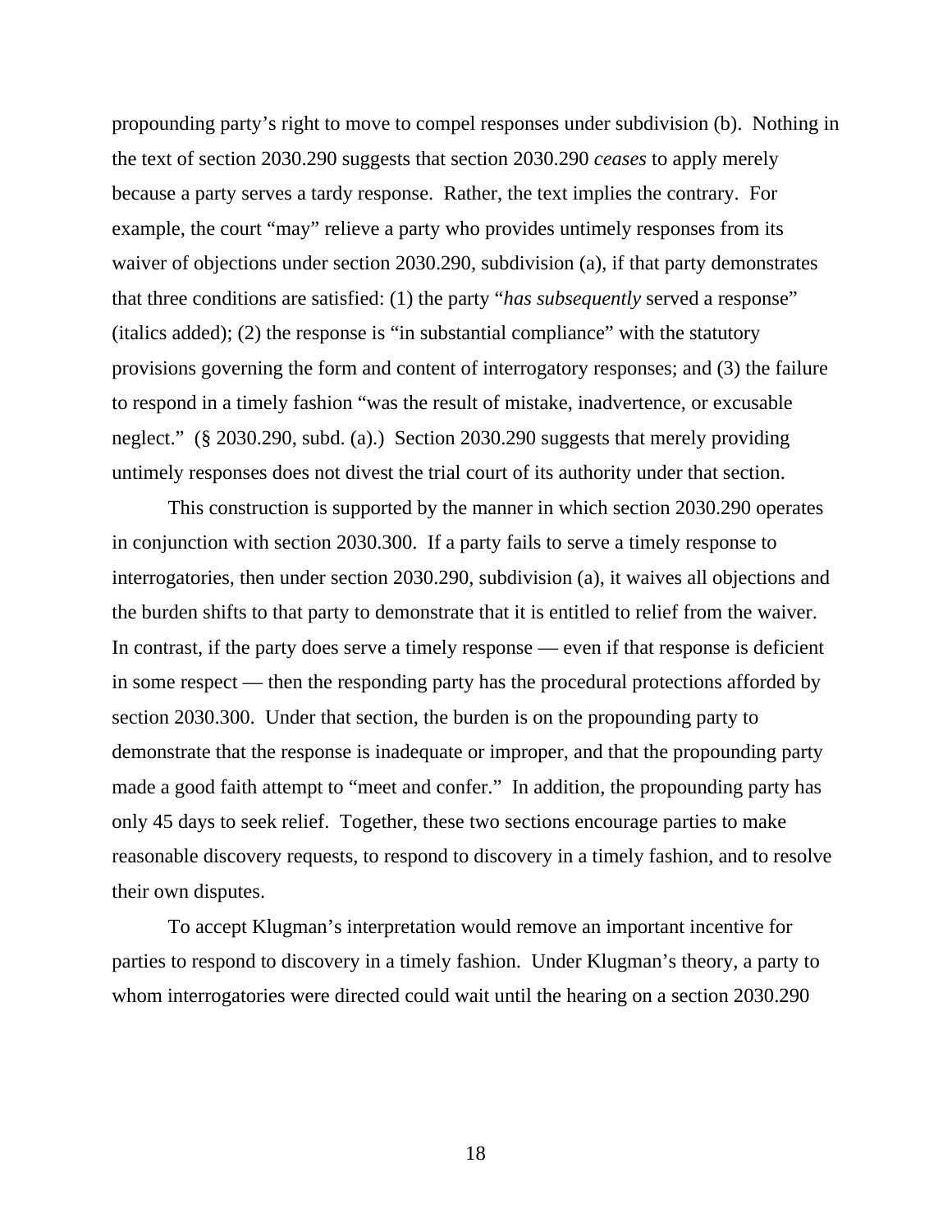propounding party's right to move to compel responses under subdivision (b). Nothing in the text of section 2030.290 suggests that section 2030.290 *ceases* to apply merely because a party serves a tardy response. Rather, the text implies the contrary. For example, the court "may" relieve a party who provides untimely responses from its waiver of objections under section 2030.290, subdivision (a), if that party demonstrates that three conditions are satisfied: (1) the party "*has subsequently* served a response" (italics added); (2) the response is "in substantial compliance" with the statutory provisions governing the form and content of interrogatory responses; and (3) the failure to respond in a timely fashion "was the result of mistake, inadvertence, or excusable neglect." (§ 2030.290, subd. (a).) Section 2030.290 suggests that merely providing untimely responses does not divest the trial court of its authority under that section.

This construction is supported by the manner in which section 2030.290 operates in conjunction with section 2030.300. If a party fails to serve a timely response to interrogatories, then under section 2030.290, subdivision (a), it waives all objections and the burden shifts to that party to demonstrate that it is entitled to relief from the waiver. In contrast, if the party does serve a timely response — even if that response is deficient in some respect — then the responding party has the procedural protections afforded by section 2030.300. Under that section, the burden is on the propounding party to demonstrate that the response is inadequate or improper, and that the propounding party made a good faith attempt to "meet and confer." In addition, the propounding party has only 45 days to seek relief. Together, these two sections encourage parties to make reasonable discovery requests, to respond to discovery in a timely fashion, and to resolve their own disputes.

To accept Klugman's interpretation would remove an important incentive for parties to respond to discovery in a timely fashion. Under Klugman's theory, a party to whom interrogatories were directed could wait until the hearing on a section 2030.290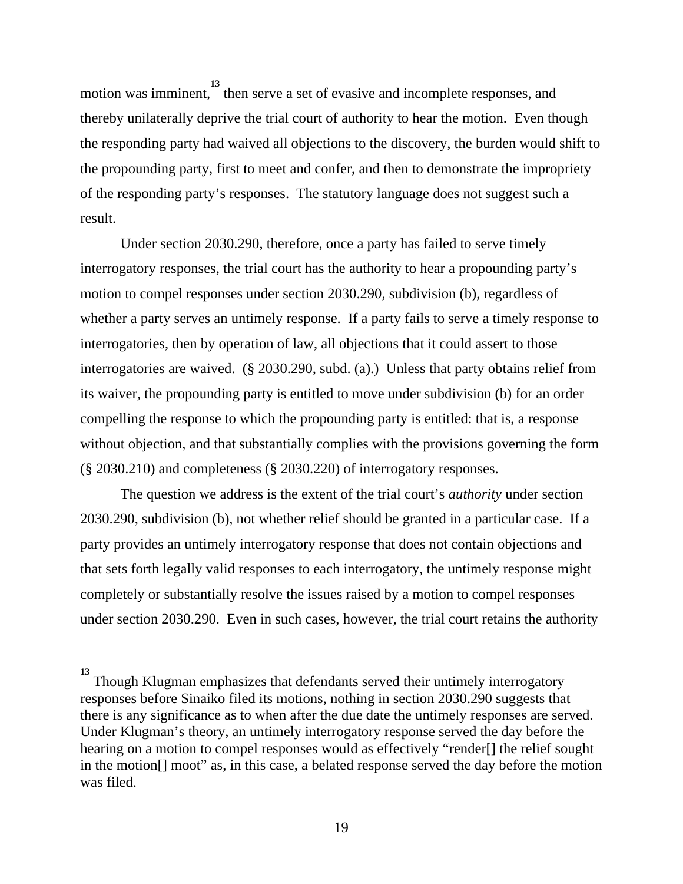motion was imminent,[13] then serve a set of evasive and incomplete responses, and thereby unilaterally deprive the trial court of authority to hear the motion. Even though the responding party had waived all objections to the discovery, the burden would shift to the propounding party, first to meet and confer, and then to demonstrate the impropriety of the responding party's responses. The statutory language does not suggest such a result.

Under section 2030.290, therefore, once a party has failed to serve timely interrogatory responses, the trial court has the authority to hear a propounding party's motion to compel responses under section 2030.290, subdivision (b), regardless of whether a party serves an untimely response. If a party fails to serve a timely response to interrogatories, then by operation of law, all objections that it could assert to those interrogatories are waived. (§ 2030.290, subd. (a).) Unless that party obtains relief from its waiver, the propounding party is entitled to move under subdivision (b) for an order compelling the response to which the propounding party is entitled: that is, a response without objection, and that substantially complies with the provisions governing the form (§ 2030.210) and completeness (§ 2030.220) of interrogatory responses.

The question we address is the extent of the trial court's *authority* under section 2030.290, subdivision (b), not whether relief should be granted in a particular case. If a party provides an untimely interrogatory response that does not contain objections and that sets forth legally valid responses to each interrogatory, the untimely response might completely or substantially resolve the issues raised by a motion to compel responses under section 2030.290. Even in such cases, however, the trial court retains the authority

---

[13] Though Klugman emphasizes that defendants served their untimely interrogatory responses before Sinaiko filed its motions, nothing in section 2030.290 suggests that there is any significance as to when after the due date the untimely responses are served. Under Klugman's theory, an untimely interrogatory response served the day before the hearing on a motion to compel responses would as effectively "render[] the relief sought in the motion[] moot" as, in this case, a belated response served the day before the motion was filed.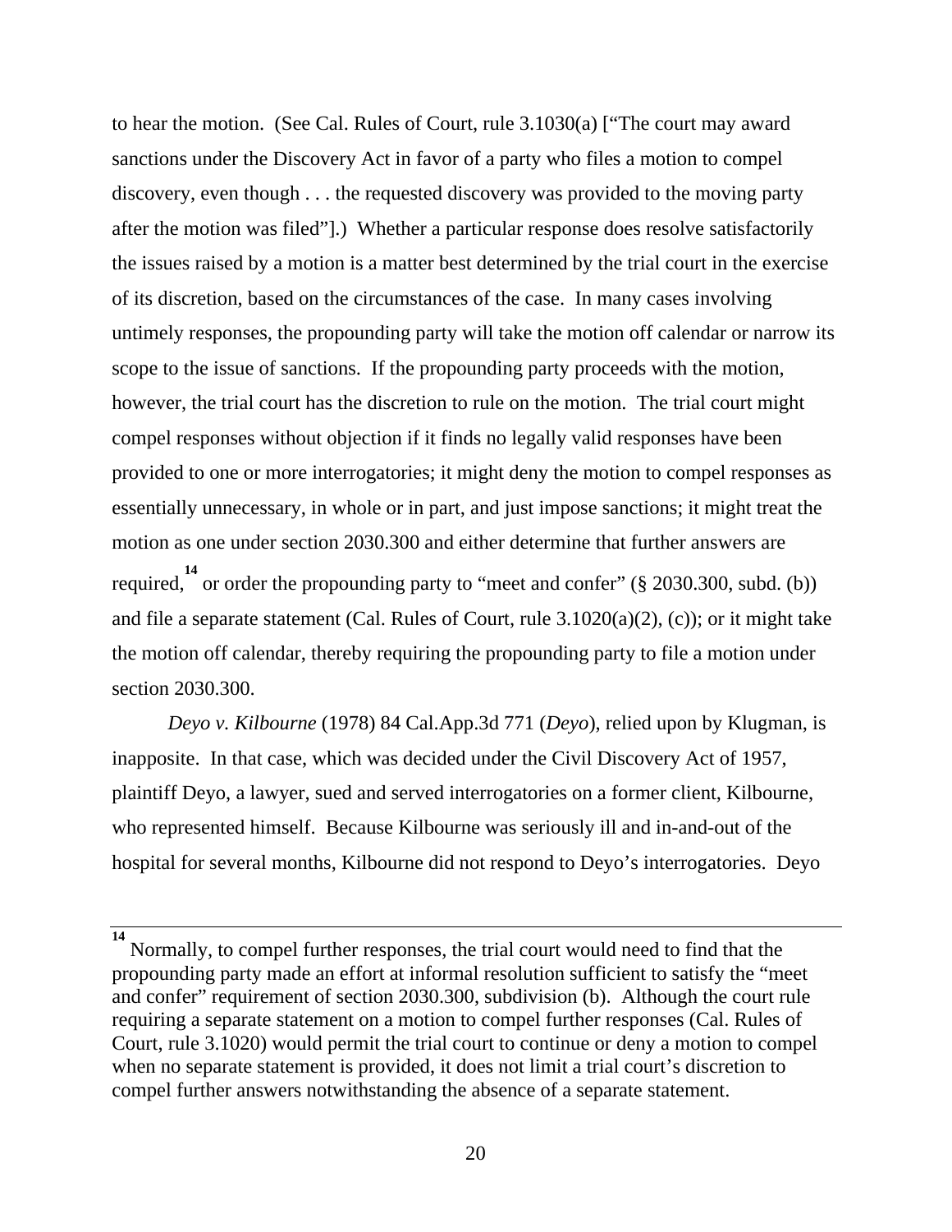to hear the motion. (See Cal. Rules of Court, rule 3.1030(a) ["The court may award sanctions under the Discovery Act in favor of a party who files a motion to compel discovery, even though . . . the requested discovery was provided to the moving party after the motion was filed"].) Whether a particular response does resolve satisfactorily the issues raised by a motion is a matter best determined by the trial court in the exercise of its discretion, based on the circumstances of the case. In many cases involving untimely responses, the propounding party will take the motion off calendar or narrow its scope to the issue of sanctions. If the propounding party proceeds with the motion, however, the trial court has the discretion to rule on the motion. The trial court might compel responses without objection if it finds no legally valid responses have been provided to one or more interrogatories; it might deny the motion to compel responses as essentially unnecessary, in whole or in part, and just impose sanctions; it might treat the motion as one under section 2030.300 and either determine that further answers are required,[14] or order the propounding party to "meet and confer" (§ 2030.300, subd. (b)) and file a separate statement (Cal. Rules of Court, rule 3.1020(a)(2), (c)); or it might take the motion off calendar, thereby requiring the propounding party to file a motion under section 2030.300.

*Deyo v. Kilbourne* (1978) 84 Cal.App.3d 771 (*Deyo*), relied upon by Klugman, is inapposite. In that case, which was decided under the Civil Discovery Act of 1957, plaintiff Deyo, a lawyer, sued and served interrogatories on a former client, Kilbourne, who represented himself. Because Kilbourne was seriously ill and in-and-out of the hospital for several months, Kilbourne did not respond to Deyo's interrogatories. Deyo

---

[14] Normally, to compel further responses, the trial court would need to find that the propounding party made an effort at informal resolution sufficient to satisfy the "meet and confer" requirement of section 2030.300, subdivision (b). Although the court rule requiring a separate statement on a motion to compel further responses (Cal. Rules of Court, rule 3.1020) would permit the trial court to continue or deny a motion to compel when no separate statement is provided, it does not limit a trial court's discretion to compel further answers notwithstanding the absence of a separate statement.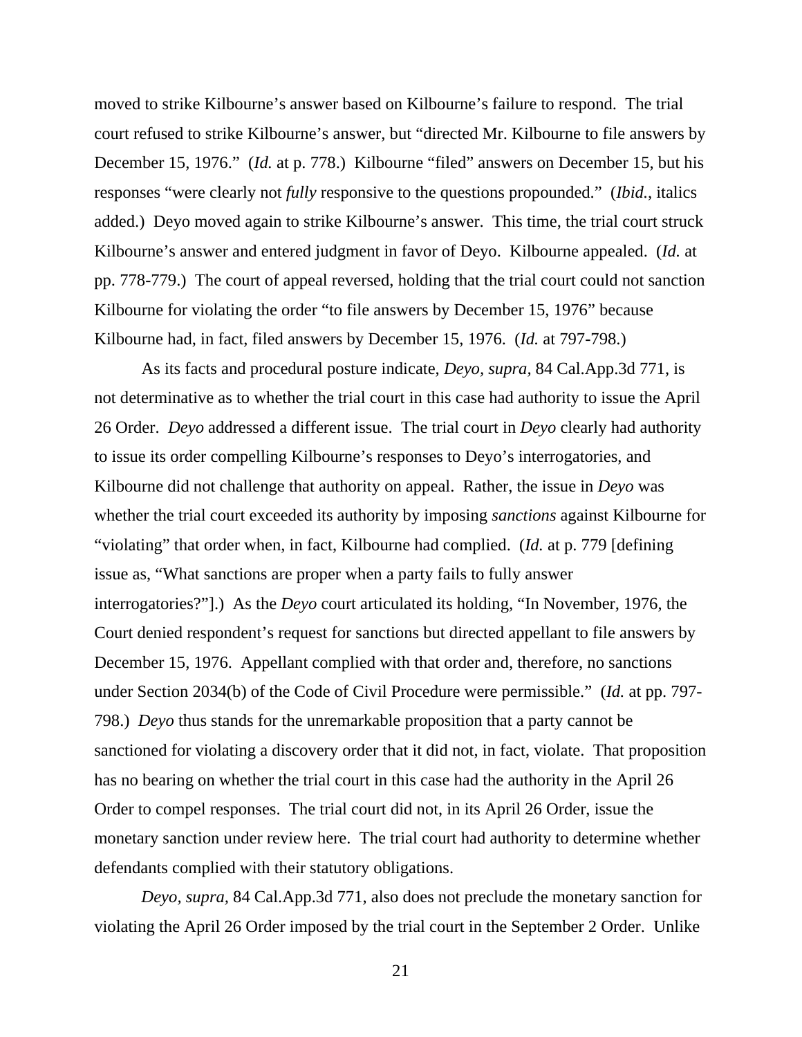moved to strike Kilbourne's answer based on Kilbourne's failure to respond. The trial court refused to strike Kilbourne's answer, but "directed Mr. Kilbourne to file answers by December 15, 1976." (*Id.* at p. 778.) Kilbourne "filed" answers on December 15, but his responses "were clearly not *fully* responsive to the questions propounded." (*Ibid.*, italics added.) Deyo moved again to strike Kilbourne's answer. This time, the trial court struck Kilbourne's answer and entered judgment in favor of Deyo. Kilbourne appealed. (*Id.* at pp. 778-779.) The court of appeal reversed, holding that the trial court could not sanction Kilbourne for violating the order "to file answers by December 15, 1976" because Kilbourne had, in fact, filed answers by December 15, 1976. (*Id.* at 797-798.)

As its facts and procedural posture indicate, *Deyo, supra,* 84 Cal.App.3d 771, is not determinative as to whether the trial court in this case had authority to issue the April 26 Order. *Deyo* addressed a different issue. The trial court in *Deyo* clearly had authority to issue its order compelling Kilbourne's responses to Deyo's interrogatories, and Kilbourne did not challenge that authority on appeal. Rather, the issue in *Deyo* was whether the trial court exceeded its authority by imposing *sanctions* against Kilbourne for "violating" that order when, in fact, Kilbourne had complied. (*Id.* at p. 779 [defining issue as, "What sanctions are proper when a party fails to fully answer interrogatories?"].) As the *Deyo* court articulated its holding, "In November, 1976, the Court denied respondent's request for sanctions but directed appellant to file answers by December 15, 1976. Appellant complied with that order and, therefore, no sanctions under Section 2034(b) of the Code of Civil Procedure were permissible." (*Id.* at pp. 797-798.) *Deyo* thus stands for the unremarkable proposition that a party cannot be sanctioned for violating a discovery order that it did not, in fact, violate. That proposition has no bearing on whether the trial court in this case had the authority in the April 26 Order to compel responses. The trial court did not, in its April 26 Order, issue the monetary sanction under review here. The trial court had authority to determine whether defendants complied with their statutory obligations.

*Deyo, supra,* 84 Cal.App.3d 771, also does not preclude the monetary sanction for violating the April 26 Order imposed by the trial court in the September 2 Order. Unlike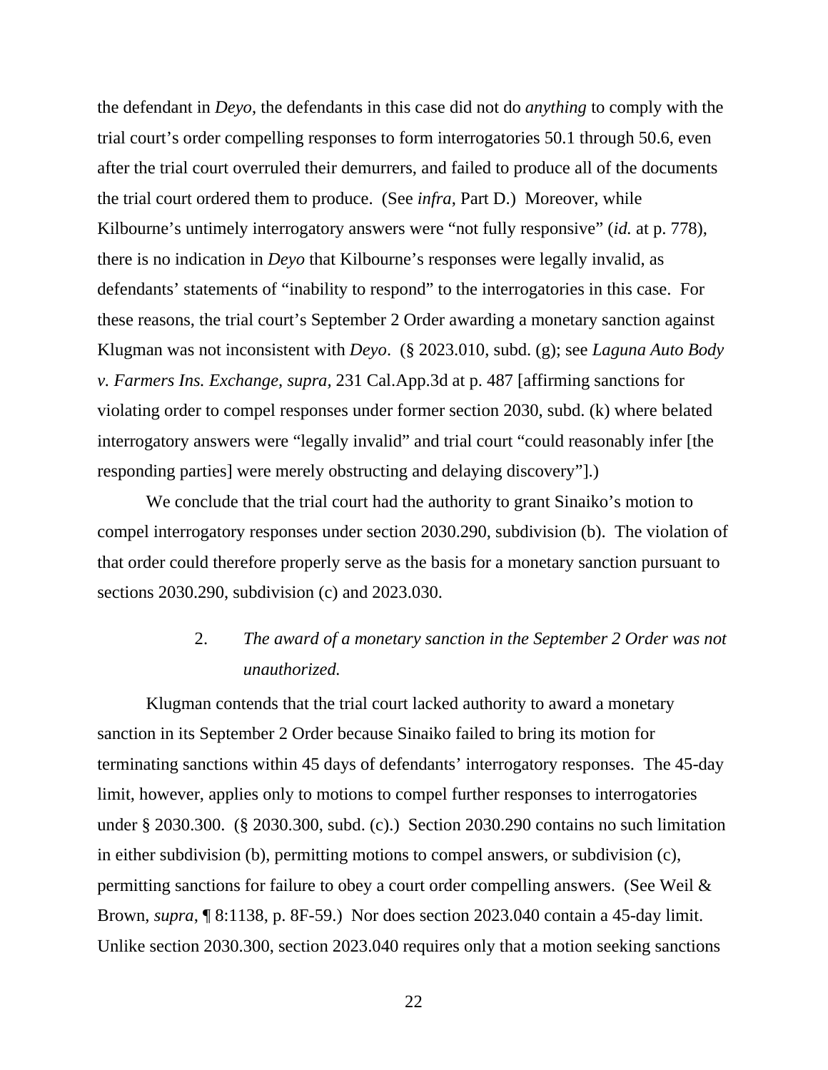the defendant in *Deyo*, the defendants in this case did not do *anything* to comply with the trial court's order compelling responses to form interrogatories 50.1 through 50.6, even after the trial court overruled their demurrers, and failed to produce all of the documents the trial court ordered them to produce. (See *infra*, Part D.) Moreover, while Kilbourne's untimely interrogatory answers were "not fully responsive" (*id.* at p. 778), there is no indication in *Deyo* that Kilbourne's responses were legally invalid, as defendants' statements of "inability to respond" to the interrogatories in this case. For these reasons, the trial court's September 2 Order awarding a monetary sanction against Klugman was not inconsistent with *Deyo*. (§ 2023.010, subd. (g); see *Laguna Auto Body v. Farmers Ins. Exchange, supra,* 231 Cal.App.3d at p. 487 [affirming sanctions for violating order to compel responses under former section 2030, subd. (k) where belated interrogatory answers were "legally invalid" and trial court "could reasonably infer [the responding parties] were merely obstructing and delaying discovery"].)

We conclude that the trial court had the authority to grant Sinaiko's motion to compel interrogatory responses under section 2030.290, subdivision (b). The violation of that order could therefore properly serve as the basis for a monetary sanction pursuant to sections 2030.290, subdivision (c) and 2023.030.

#### 2. *The award of a monetary sanction in the September 2 Order was not unauthorized.*

Klugman contends that the trial court lacked authority to award a monetary sanction in its September 2 Order because Sinaiko failed to bring its motion for terminating sanctions within 45 days of defendants' interrogatory responses. The 45-day limit, however, applies only to motions to compel further responses to interrogatories under § 2030.300. (§ 2030.300, subd. (c).) Section 2030.290 contains no such limitation in either subdivision (b), permitting motions to compel answers, or subdivision (c), permitting sanctions for failure to obey a court order compelling answers. (See Weil & Brown, *supra*, ¶ 8:1138, p. 8F-59.) Nor does section 2023.040 contain a 45-day limit. Unlike section 2030.300, section 2023.040 requires only that a motion seeking sanctions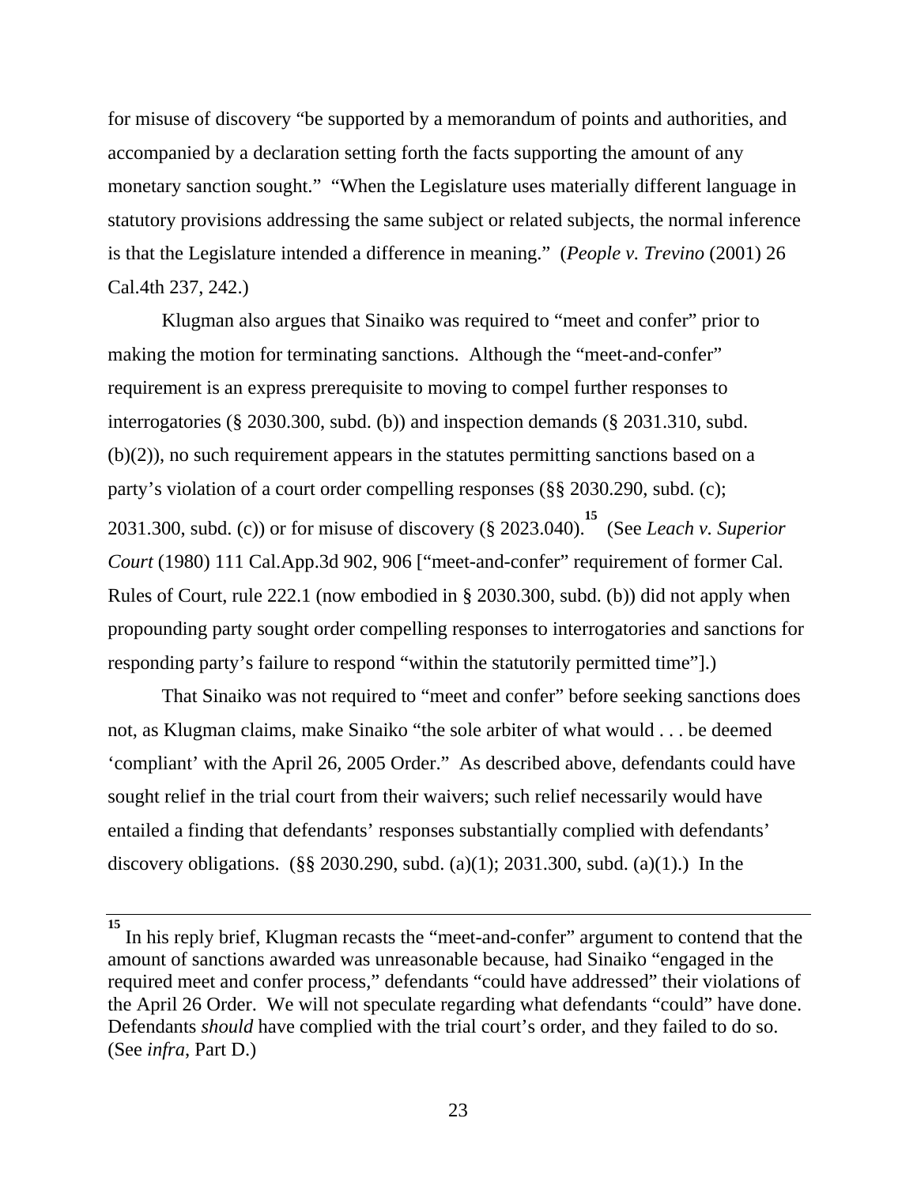for misuse of discovery "be supported by a memorandum of points and authorities, and accompanied by a declaration setting forth the facts supporting the amount of any monetary sanction sought." "When the Legislature uses materially different language in statutory provisions addressing the same subject or related subjects, the normal inference is that the Legislature intended a difference in meaning." (*People v. Trevino* (2001) 26 Cal.4th 237, 242.)

Klugman also argues that Sinaiko was required to "meet and confer" prior to making the motion for terminating sanctions. Although the "meet-and-confer" requirement is an express prerequisite to moving to compel further responses to interrogatories (§ 2030.300, subd. (b)) and inspection demands (§ 2031.310, subd. (b)(2)), no such requirement appears in the statutes permitting sanctions based on a party's violation of a court order compelling responses (§§ 2030.290, subd. (c); 2031.300, subd. (c)) or for misuse of discovery (§ 2023.040).[15] (See *Leach v. Superior Court* (1980) 111 Cal.App.3d 902, 906 ["meet-and-confer" requirement of former Cal. Rules of Court, rule 222.1 (now embodied in § 2030.300, subd. (b)) did not apply when propounding party sought order compelling responses to interrogatories and sanctions for responding party's failure to respond "within the statutorily permitted time"].)

That Sinaiko was not required to "meet and confer" before seeking sanctions does not, as Klugman claims, make Sinaiko "the sole arbiter of what would . . . be deemed 'compliant' with the April 26, 2005 Order." As described above, defendants could have sought relief in the trial court from their waivers; such relief necessarily would have entailed a finding that defendants' responses substantially complied with defendants' discovery obligations. (§§ 2030.290, subd. (a)(1); 2031.300, subd. (a)(1).) In the

---

[15] In his reply brief, Klugman recasts the "meet-and-confer" argument to contend that the amount of sanctions awarded was unreasonable because, had Sinaiko "engaged in the required meet and confer process," defendants "could have addressed" their violations of the April 26 Order. We will not speculate regarding what defendants "could" have done. Defendants *should* have complied with the trial court's order, and they failed to do so. (See *infra*, Part D.)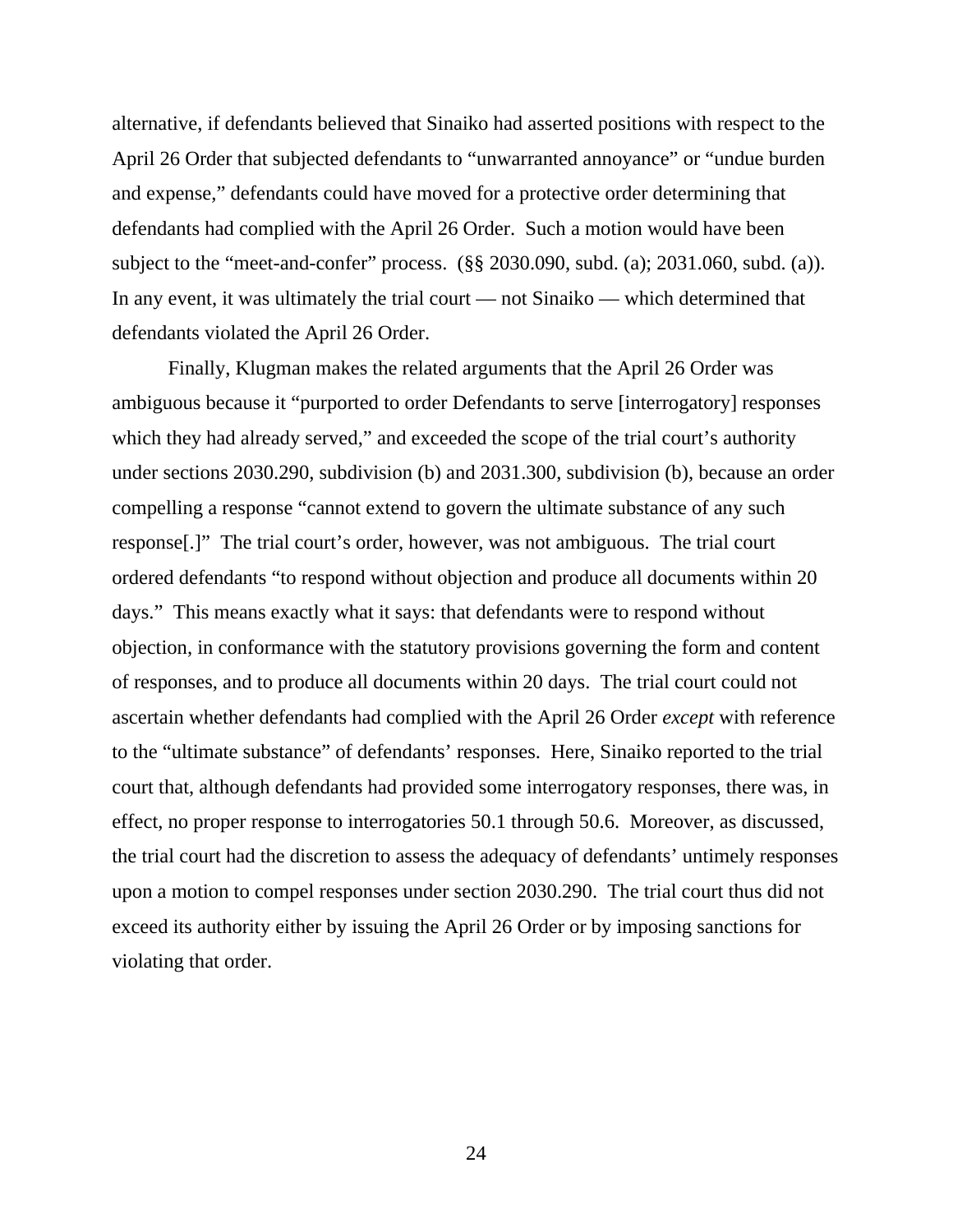alternative, if defendants believed that Sinaiko had asserted positions with respect to the April 26 Order that subjected defendants to "unwarranted annoyance" or "undue burden and expense," defendants could have moved for a protective order determining that defendants had complied with the April 26 Order. Such a motion would have been subject to the "meet-and-confer" process. (§§ 2030.090, subd. (a); 2031.060, subd. (a)). In any event, it was ultimately the trial court — not Sinaiko — which determined that defendants violated the April 26 Order.

Finally, Klugman makes the related arguments that the April 26 Order was ambiguous because it "purported to order Defendants to serve [interrogatory] responses which they had already served," and exceeded the scope of the trial court's authority under sections 2030.290, subdivision (b) and 2031.300, subdivision (b), because an order compelling a response "cannot extend to govern the ultimate substance of any such response[.]" The trial court's order, however, was not ambiguous. The trial court ordered defendants "to respond without objection and produce all documents within 20 days." This means exactly what it says: that defendants were to respond without objection, in conformance with the statutory provisions governing the form and content of responses, and to produce all documents within 20 days. The trial court could not ascertain whether defendants had complied with the April 26 Order *except* with reference to the "ultimate substance" of defendants' responses. Here, Sinaiko reported to the trial court that, although defendants had provided some interrogatory responses, there was, in effect, no proper response to interrogatories 50.1 through 50.6. Moreover, as discussed, the trial court had the discretion to assess the adequacy of defendants' untimely responses upon a motion to compel responses under section 2030.290. The trial court thus did not exceed its authority either by issuing the April 26 Order or by imposing sanctions for violating that order.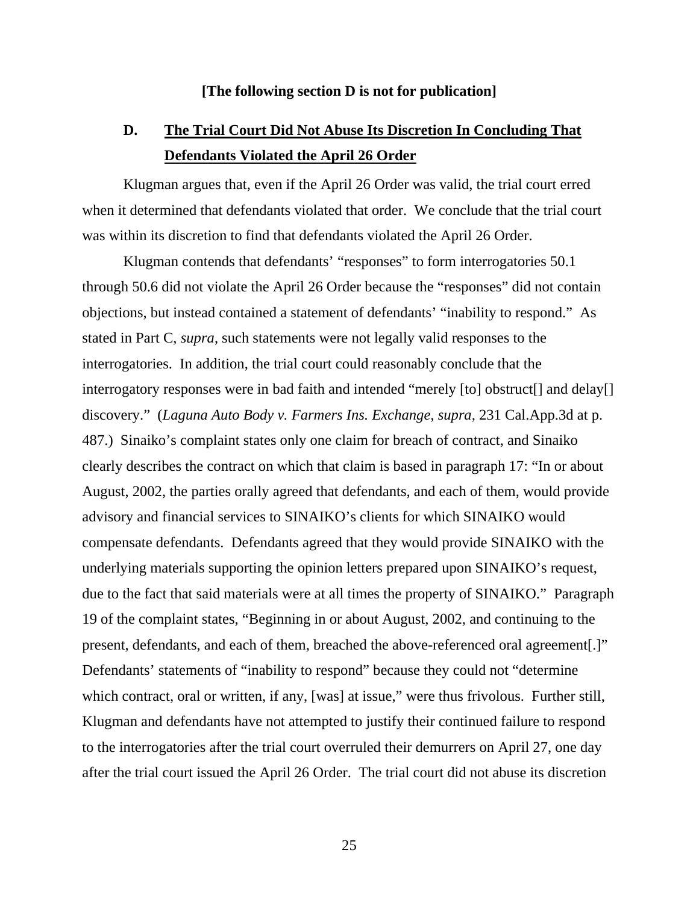**[The following section D is not for publication]**

## D. The Trial Court Did Not Abuse Its Discretion In Concluding That Defendants Violated the April 26 Order

Klugman argues that, even if the April 26 Order was valid, the trial court erred when it determined that defendants violated that order. We conclude that the trial court was within its discretion to find that defendants violated the April 26 Order.

Klugman contends that defendants' "responses" to form interrogatories 50.1 through 50.6 did not violate the April 26 Order because the "responses" did not contain objections, but instead contained a statement of defendants' "inability to respond." As stated in Part C, *supra*, such statements were not legally valid responses to the interrogatories. In addition, the trial court could reasonably conclude that the interrogatory responses were in bad faith and intended "merely [to] obstruct[] and delay[] discovery." (*Laguna Auto Body v. Farmers Ins. Exchange*, *supra*, 231 Cal.App.3d at p. 487.) Sinaiko's complaint states only one claim for breach of contract, and Sinaiko clearly describes the contract on which that claim is based in paragraph 17: "In or about August, 2002, the parties orally agreed that defendants, and each of them, would provide advisory and financial services to SINAIKO's clients for which SINAIKO would compensate defendants. Defendants agreed that they would provide SINAIKO with the underlying materials supporting the opinion letters prepared upon SINAIKO's request, due to the fact that said materials were at all times the property of SINAIKO." Paragraph 19 of the complaint states, "Beginning in or about August, 2002, and continuing to the present, defendants, and each of them, breached the above-referenced oral agreement[.]" Defendants' statements of "inability to respond" because they could not "determine which contract, oral or written, if any, [was] at issue," were thus frivolous. Further still, Klugman and defendants have not attempted to justify their continued failure to respond to the interrogatories after the trial court overruled their demurrers on April 27, one day after the trial court issued the April 26 Order. The trial court did not abuse its discretion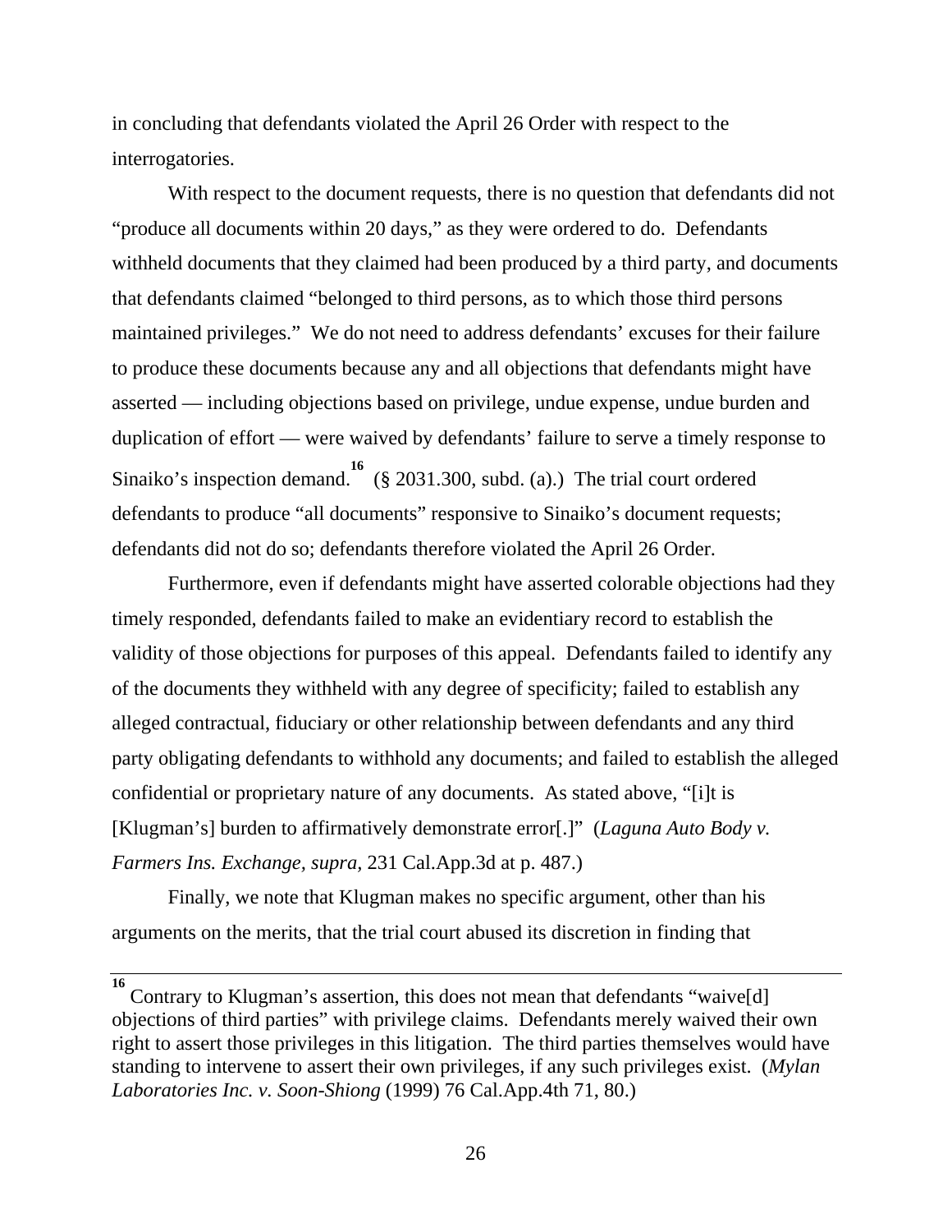in concluding that defendants violated the April 26 Order with respect to the interrogatories.

With respect to the document requests, there is no question that defendants did not "produce all documents within 20 days," as they were ordered to do. Defendants withheld documents that they claimed had been produced by a third party, and documents that defendants claimed "belonged to third persons, as to which those third persons maintained privileges." We do not need to address defendants' excuses for their failure to produce these documents because any and all objections that defendants might have asserted — including objections based on privilege, undue expense, undue burden and duplication of effort — were waived by defendants' failure to serve a timely response to Sinaiko's inspection demand.[16] (§ 2031.300, subd. (a).) The trial court ordered defendants to produce "all documents" responsive to Sinaiko's document requests; defendants did not do so; defendants therefore violated the April 26 Order.

Furthermore, even if defendants might have asserted colorable objections had they timely responded, defendants failed to make an evidentiary record to establish the validity of those objections for purposes of this appeal. Defendants failed to identify any of the documents they withheld with any degree of specificity; failed to establish any alleged contractual, fiduciary or other relationship between defendants and any third party obligating defendants to withhold any documents; and failed to establish the alleged confidential or proprietary nature of any documents. As stated above, "[i]t is [Klugman's] burden to affirmatively demonstrate error[.]" (*Laguna Auto Body v. Farmers Ins. Exchange, supra,* 231 Cal.App.3d at p. 487.)

Finally, we note that Klugman makes no specific argument, other than his arguments on the merits, that the trial court abused its discretion in finding that

---

[16] Contrary to Klugman's assertion, this does not mean that defendants "waive[d] objections of third parties" with privilege claims. Defendants merely waived their own right to assert those privileges in this litigation. The third parties themselves would have standing to intervene to assert their own privileges, if any such privileges exist. (*Mylan Laboratories Inc. v. Soon-Shiong* (1999) 76 Cal.App.4th 71, 80.)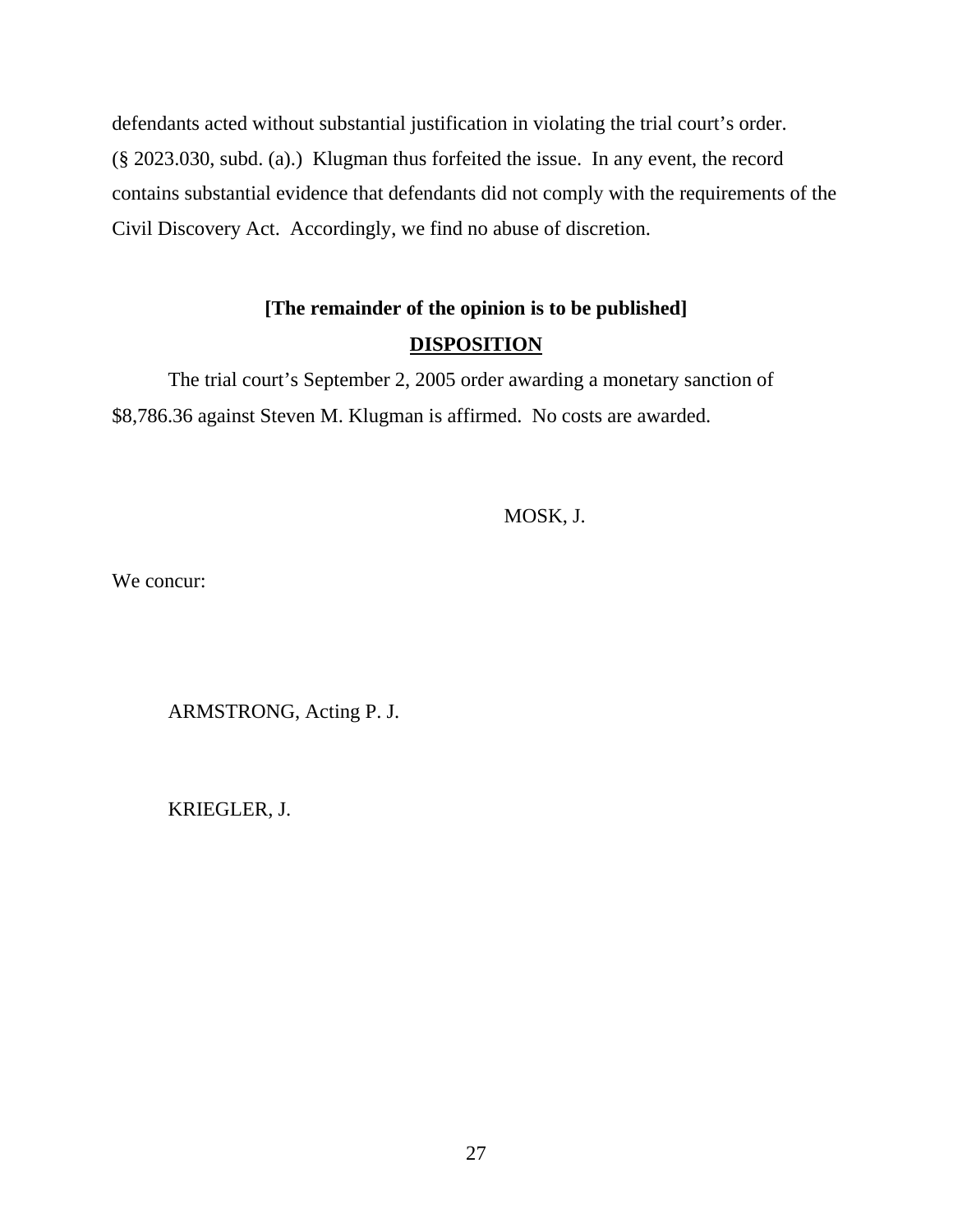defendants acted without substantial justification in violating the trial court's order. (§ 2023.030, subd. (a).) Klugman thus forfeited the issue. In any event, the record contains substantial evidence that defendants did not comply with the requirements of the Civil Discovery Act. Accordingly, we find no abuse of discretion.

**[The remainder of the opinion is to be published]**

**DISPOSITION**

The trial court's September 2, 2005 order awarding a monetary sanction of $8,786.36 against Steven M. Klugman is affirmed. No costs are awarded.

MOSK, J.

We concur:

ARMSTRONG, Acting P. J.

KRIEGLER, J.